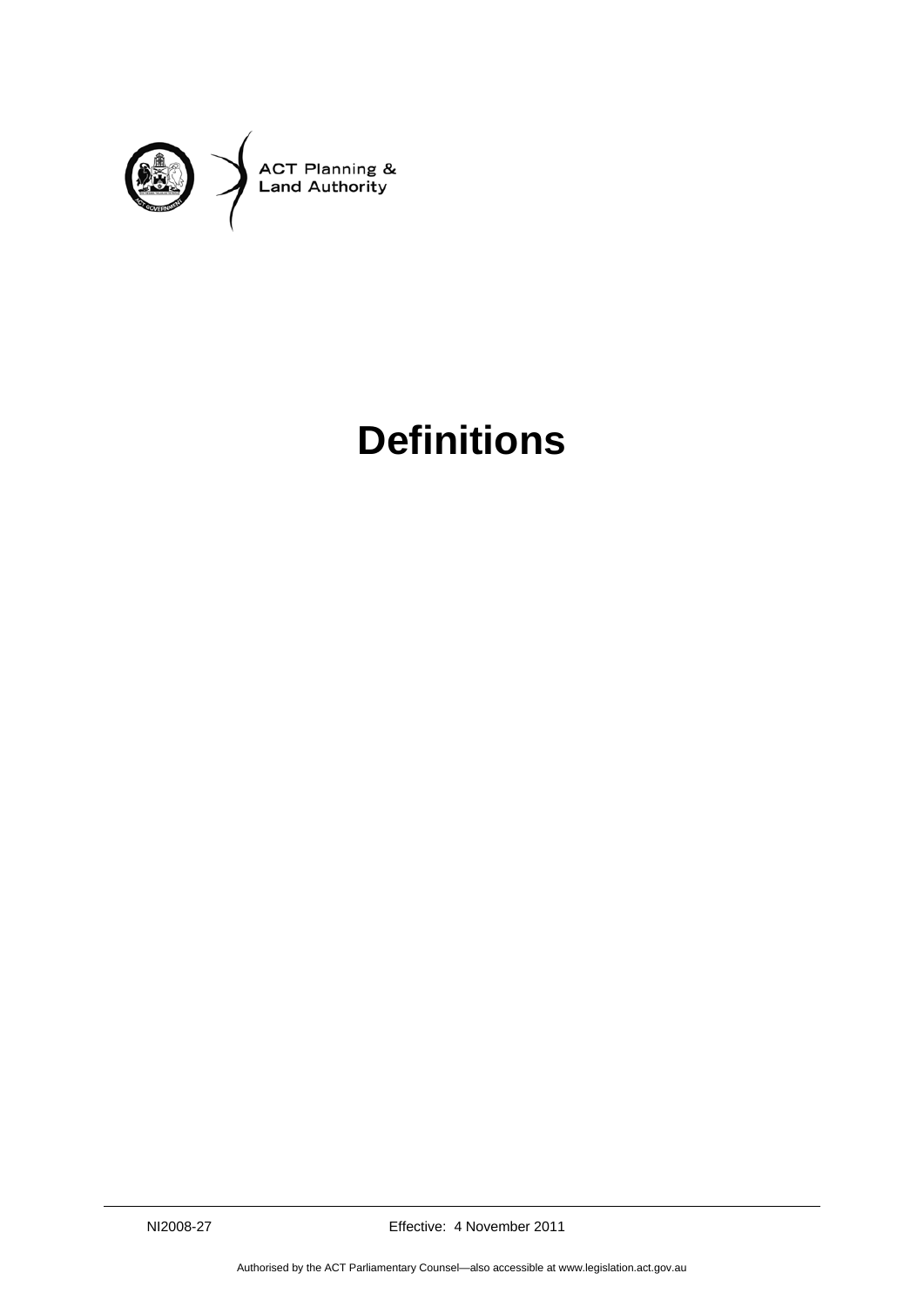ACT Planning & Land Authority

# Definitions

NI2008-27 Effective: 4 November 2011

Authorised by the ACT Parliamentary Counsel—also accessible at www.legislation.act.gov.au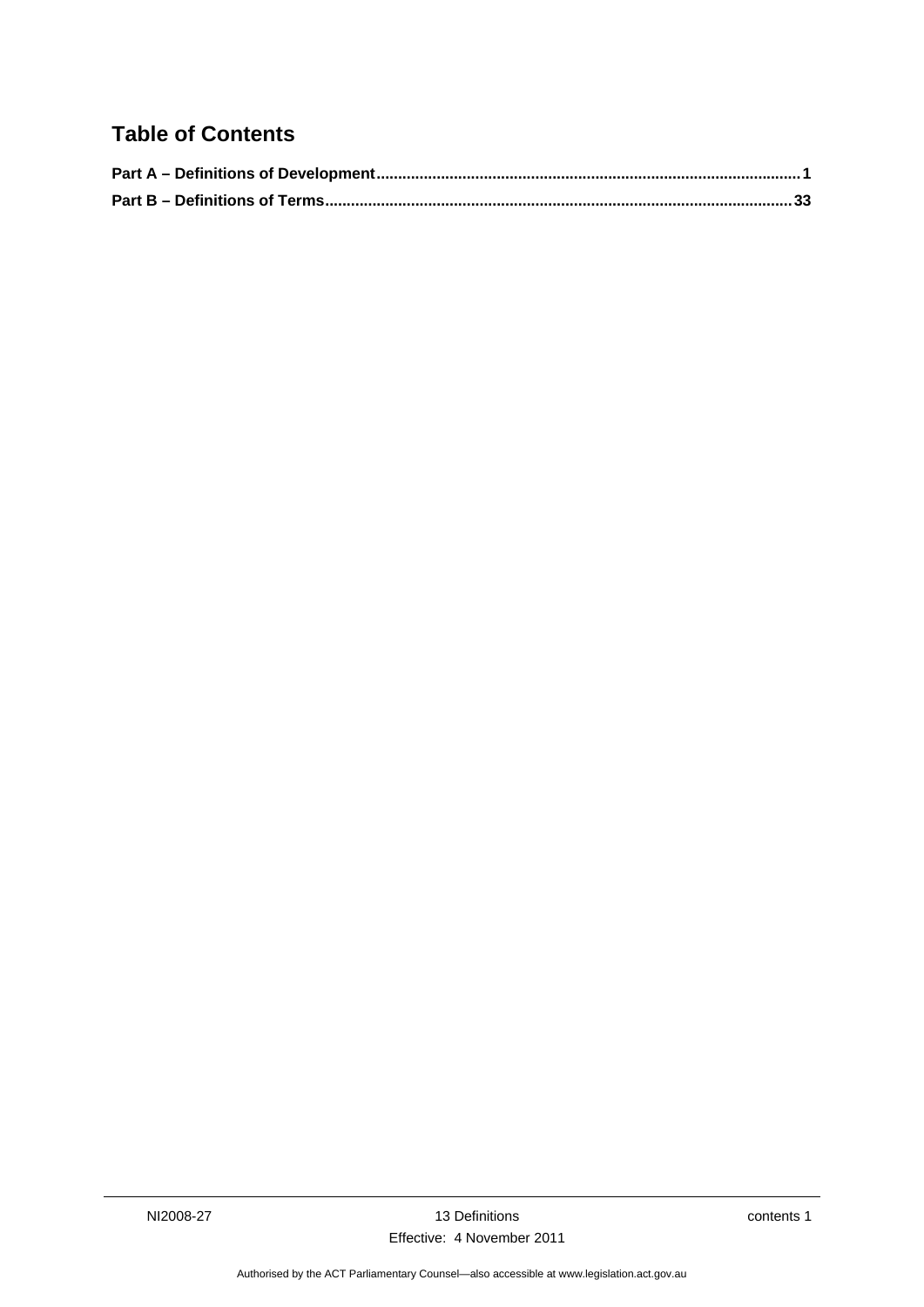## Table of Contents

**Part A – Definitions of Development....................................................................................................1**

**Part B – Definitions of Terms.............................................................................................................33**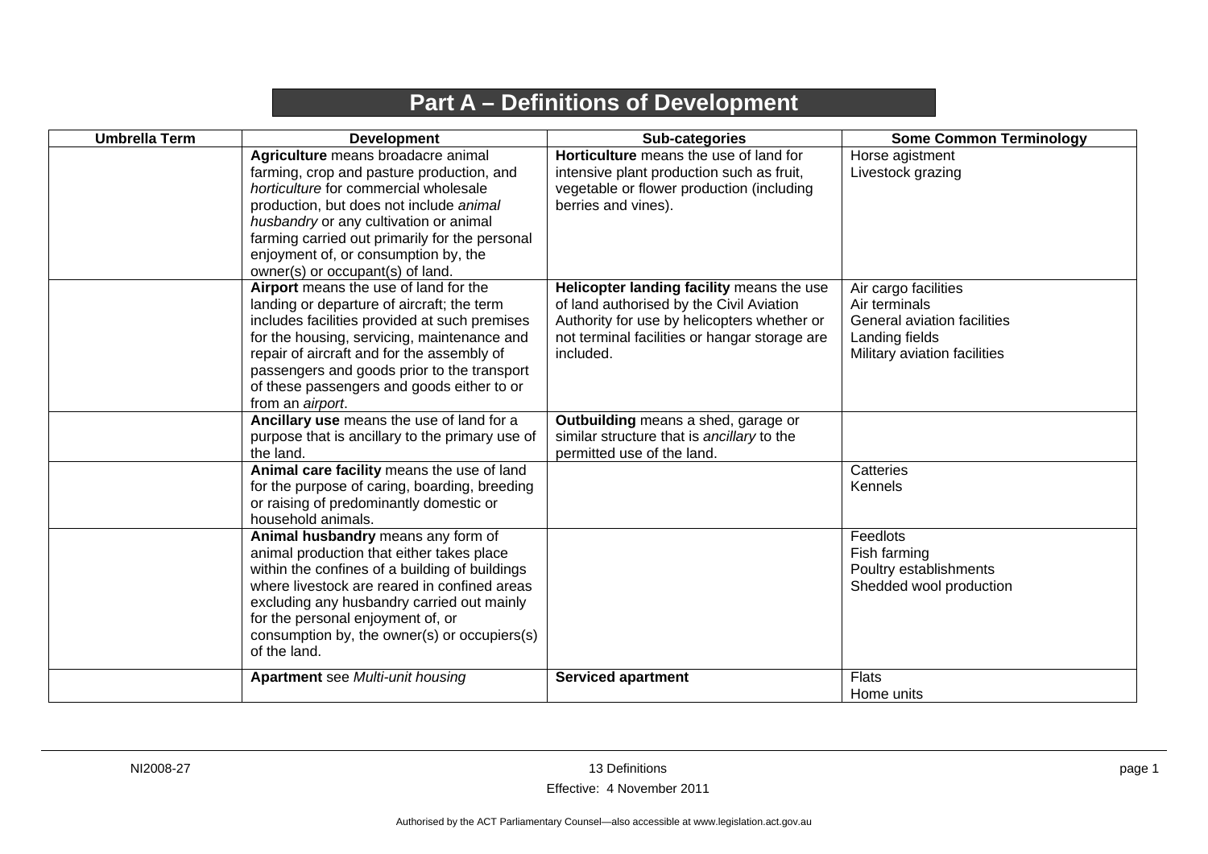# Part A – Definitions of Development

| Umbrella Term | Development | Sub-categories | Some Common Terminology |
|---|---|---|---|
| | **Agriculture** means broadacre animal farming, crop and pasture production, and *horticulture* for commercial wholesale production, but does not include *animal husbandry* or any cultivation or animal farming carried out primarily for the personal enjoyment of, or consumption by, the owner(s) or occupant(s) of land. | **Horticulture** means the use of land for intensive plant production such as fruit, vegetable or flower production (including berries and vines). | Horse agistment<br>Livestock grazing |
| | **Airport** means the use of land for the landing or departure of aircraft; the term includes facilities provided at such premises for the housing, servicing, maintenance and repair of aircraft and for the assembly of passengers and goods prior to the transport of these passengers and goods either to or from an *airport*. | **Helicopter landing facility** means the use of land authorised by the Civil Aviation Authority for use by helicopters whether or not terminal facilities or hangar storage are included. | Air cargo facilities<br>Air terminals<br>General aviation facilities<br>Landing fields<br>Military aviation facilities |
| | **Ancillary use** means the use of land for a purpose that is ancillary to the primary use of the land. | **Outbuilding** means a shed, garage or similar structure that is *ancillary* to the permitted use of the land. | |
| | **Animal care facility** means the use of land for the purpose of caring, boarding, breeding or raising of predominantly domestic or household animals. | | Catteries<br>Kennels |
| | **Animal husbandry** means any form of animal production that either takes place within the confines of a building of buildings where livestock are reared in confined areas excluding any husbandry carried out mainly for the personal enjoyment of, or consumption by, the owner(s) or occupiers(s) of the land. | | Feedlots<br>Fish farming<br>Poultry establishments<br>Shedded wool production |
| | **Apartment** see *Multi-unit housing* | **Serviced apartment** | Flats<br>Home units |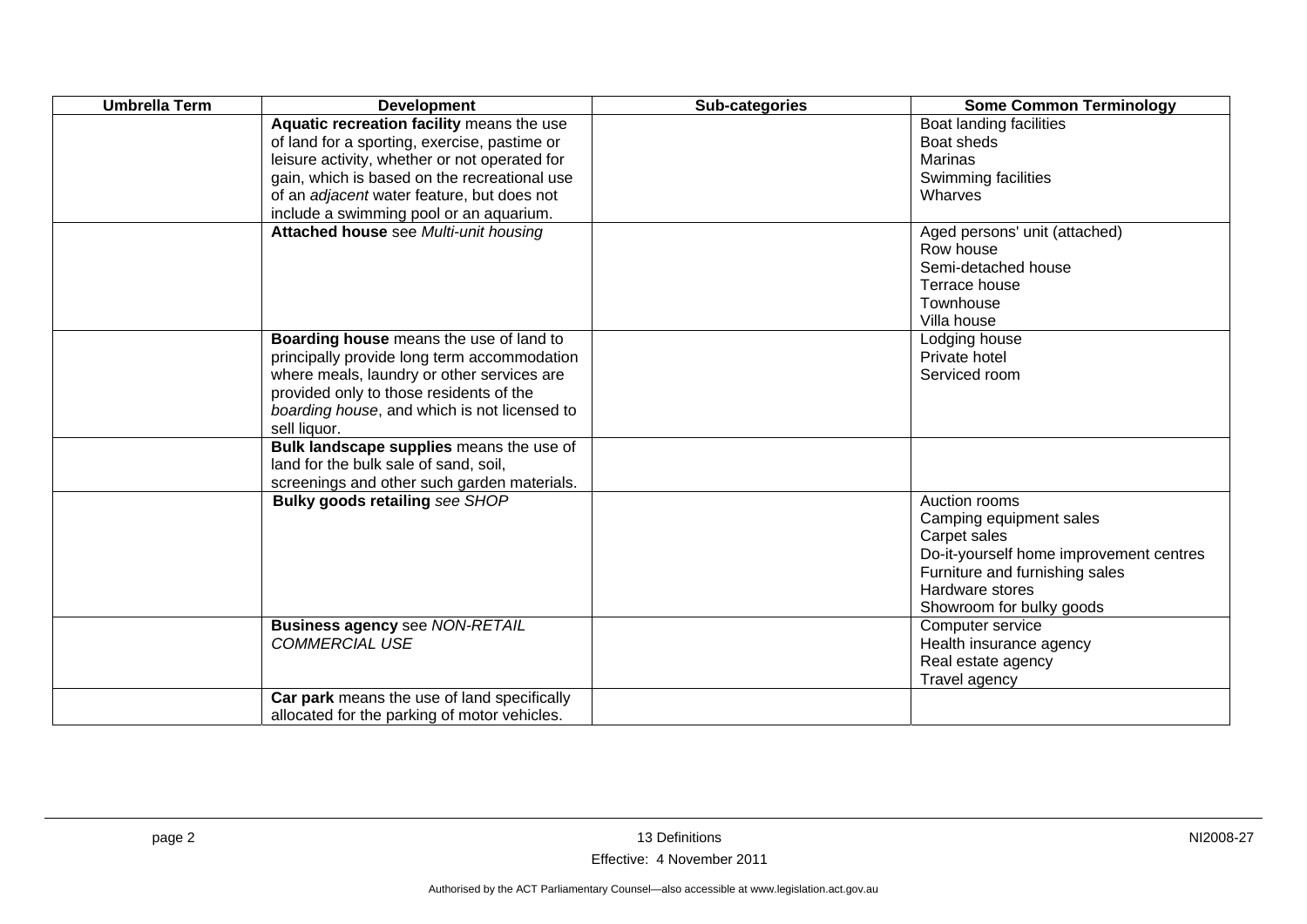| Umbrella Term | Development | Sub-categories | Some Common Terminology |
|---|---|---|---|
| | **Aquatic recreation facility** means the use of land for a sporting, exercise, pastime or leisure activity, whether or not operated for gain, which is based on the recreational use of an *adjacent* water feature, but does not include a swimming pool or an aquarium. | | Boat landing facilities<br>Boat sheds<br>Marinas<br>Swimming facilities<br>Wharves |
| | **Attached house** see *Multi-unit housing* | | Aged persons' unit (attached)<br>Row house<br>Semi-detached house<br>Terrace house<br>Townhouse<br>Villa house |
| | **Boarding house** means the use of land to principally provide long term accommodation where meals, laundry or other services are provided only to those residents of the *boarding house*, and which is not licensed to sell liquor. | | Lodging house<br>Private hotel<br>Serviced room |
| | **Bulk landscape supplies** means the use of land for the bulk sale of sand, soil, screenings and other such garden materials. | | |
| | **Bulky goods retailing** *see SHOP* | | Auction rooms<br>Camping equipment sales<br>Carpet sales<br>Do-it-yourself home improvement centres<br>Furniture and furnishing sales<br>Hardware stores<br>Showroom for bulky goods |
| | **Business agency** see *NON-RETAIL COMMERCIAL USE* | | Computer service<br>Health insurance agency<br>Real estate agency<br>Travel agency |
| | **Car park** means the use of land specifically allocated for the parking of motor vehicles. | | |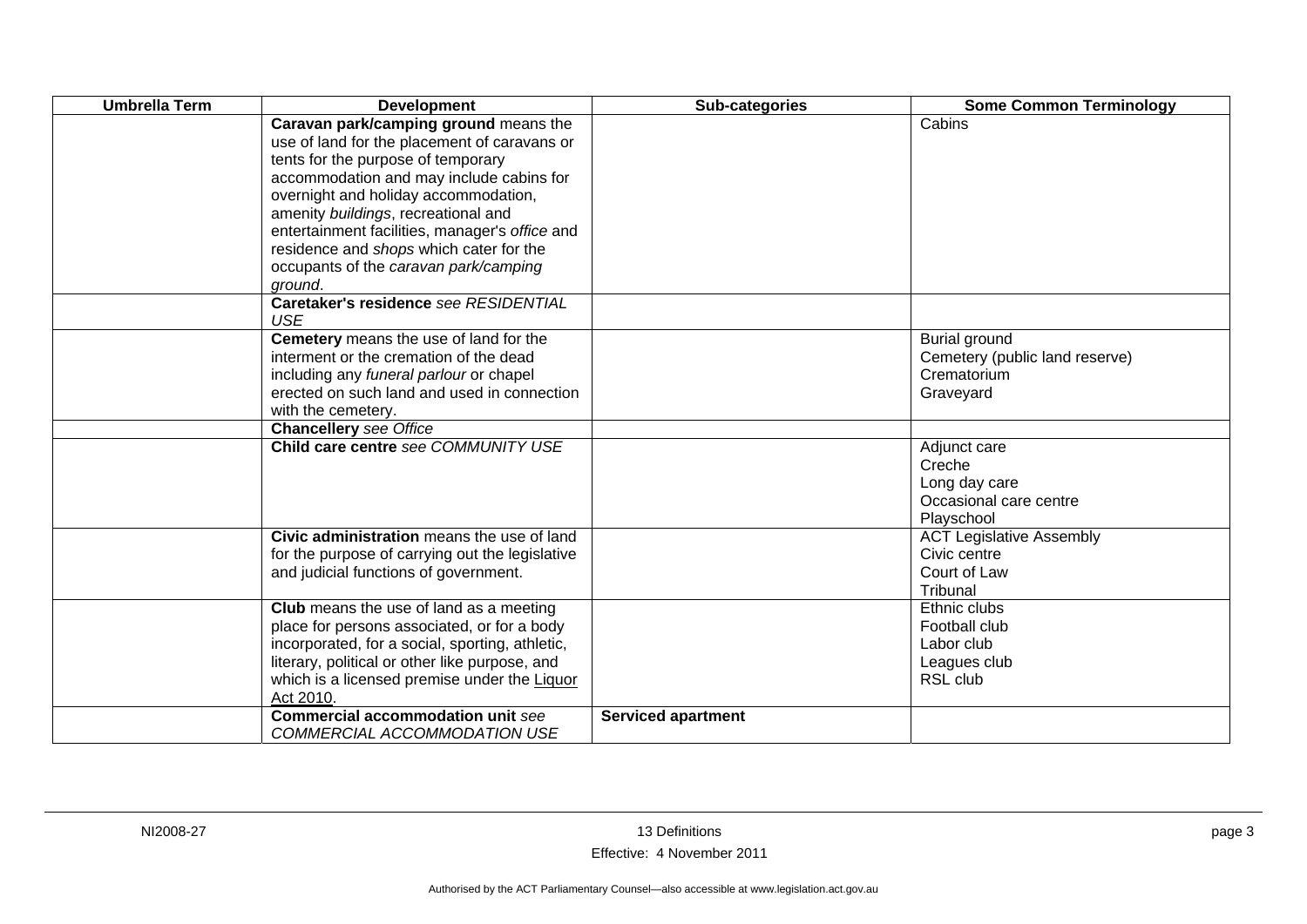| Umbrella Term | Development | Sub-categories | Some Common Terminology |
|---|---|---|---|
| | **Caravan park/camping ground** means the use of land for the placement of caravans or tents for the purpose of temporary accommodation and may include cabins for overnight and holiday accommodation, amenity *buildings*, recreational and entertainment facilities, manager's *office* and residence and *shops* which cater for the occupants of the *caravan park/camping ground*. | | Cabins |
| | **Caretaker's residence** *see RESIDENTIAL USE* | | |
| | **Cemetery** means the use of land for the interment or the cremation of the dead including any *funeral parlour* or chapel erected on such land and used in connection with the cemetery. | | Burial ground<br>Cemetery (public land reserve)<br>Crematorium<br>Graveyard |
| | **Chancellery** *see Office* | | |
| | **Child care centre** *see COMMUNITY USE* | | Adjunct care<br>Creche<br>Long day care<br>Occasional care centre<br>Playschool |
| | **Civic administration** means the use of land for the purpose of carrying out the legislative and judicial functions of government. | | ACT Legislative Assembly<br>Civic centre<br>Court of Law<br>Tribunal |
| | **Club** means the use of land as a meeting place for persons associated, or for a body incorporated, for a social, sporting, athletic, literary, political or other like purpose, and which is a licensed premise under the Liquor Act 2010. | | Ethnic clubs<br>Football club<br>Labor club<br>Leagues club<br>RSL club |
| | **Commercial accommodation unit** *see COMMERCIAL ACCOMMODATION USE* | **Serviced apartment** | |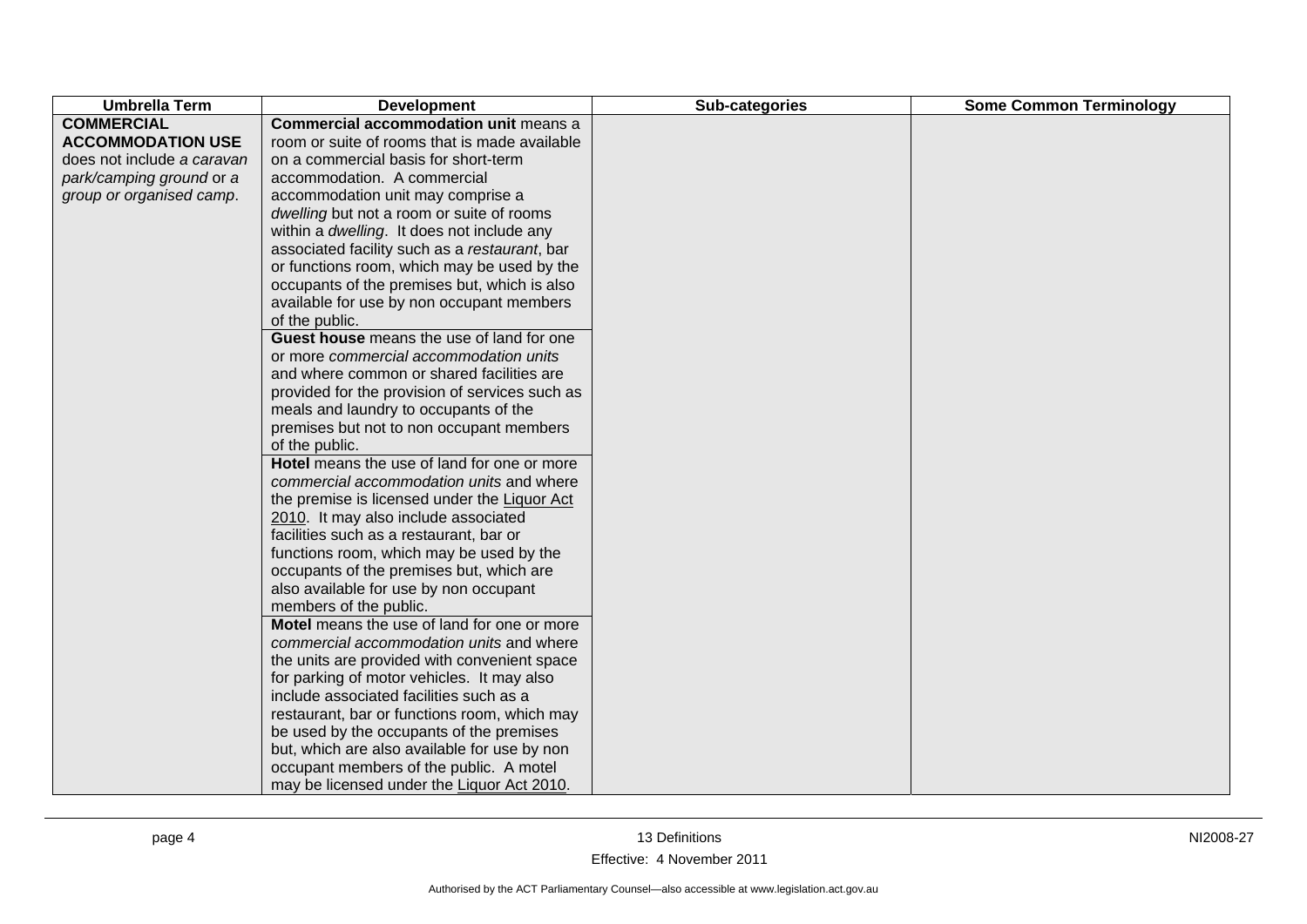| Umbrella Term | Development | Sub-categories | Some Common Terminology |
|---|---|---|---|
| **COMMERCIAL ACCOMMODATION USE** does not include *a caravan park/camping ground* or a *group or organised camp*. | **Commercial accommodation unit** means a room or suite of rooms that is made available on a commercial basis for short-term accommodation. A commercial accommodation unit may comprise a *dwelling* but not a room or suite of rooms within a *dwelling*. It does not include any associated facility such as a *restaurant*, bar or functions room, which may be used by the occupants of the premises but, which is also available for use by non occupant members of the public. | | |
| | **Guest house** means the use of land for one or more *commercial accommodation units* and where common or shared facilities are provided for the provision of services such as meals and laundry to occupants of the premises but not to non occupant members of the public. | | |
| | **Hotel** means the use of land for one or more *commercial accommodation units* and where the premise is licensed under the Liquor Act 2010. It may also include associated facilities such as a restaurant, bar or functions room, which may be used by the occupants of the premises but, which are also available for use by non occupant members of the public. | | |
| | **Motel** means the use of land for one or more *commercial accommodation units* and where the units are provided with convenient space for parking of motor vehicles. It may also include associated facilities such as a restaurant, bar or functions room, which may be used by the occupants of the premises but, which are also available for use by non occupant members of the public. A motel may be licensed under the Liquor Act 2010. | | |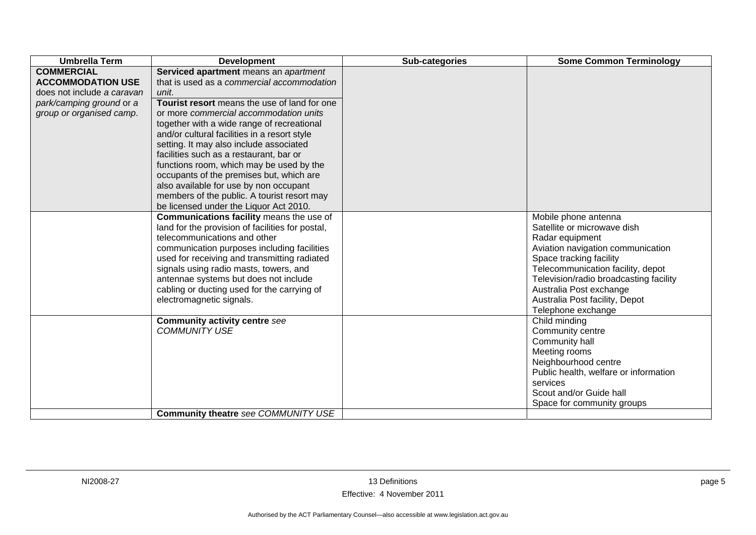| Umbrella Term | Development | Sub-categories | Some Common Terminology |
|---|---|---|---|
| **COMMERCIAL ACCOMMODATION USE** does not include *a caravan park/camping ground* or *a group or organised camp*. | **Serviced apartment** means an *apartment* that is used as a *commercial accommodation unit.*<br>**Tourist resort** means the use of land for one or more *commercial accommodation units* together with a wide range of recreational and/or cultural facilities in a resort style setting. It may also include associated facilities such as a restaurant, bar or functions room, which may be used by the occupants of the premises but, which are also available for use by non occupant members of the public. A tourist resort may be licensed under the Liquor Act 2010. | | |
| | **Communications facility** means the use of land for the provision of facilities for postal, telecommunications and other communication purposes including facilities used for receiving and transmitting radiated signals using radio masts, towers, and antennae systems but does not include cabling or ducting used for the carrying of electromagnetic signals. | | Mobile phone antenna<br>Satellite or microwave dish<br>Radar equipment<br>Aviation navigation communication<br>Space tracking facility<br>Telecommunication facility, depot<br>Television/radio broadcasting facility<br>Australia Post exchange<br>Australia Post facility, Depot<br>Telephone exchange |
| | **Community activity centre** *see COMMUNITY USE* | | Child minding<br>Community centre<br>Community hall<br>Meeting rooms<br>Neighbourhood centre<br>Public health, welfare or information services<br>Scout and/or Guide hall<br>Space for community groups |
| | **Community theatre** *see COMMUNITY USE* | | |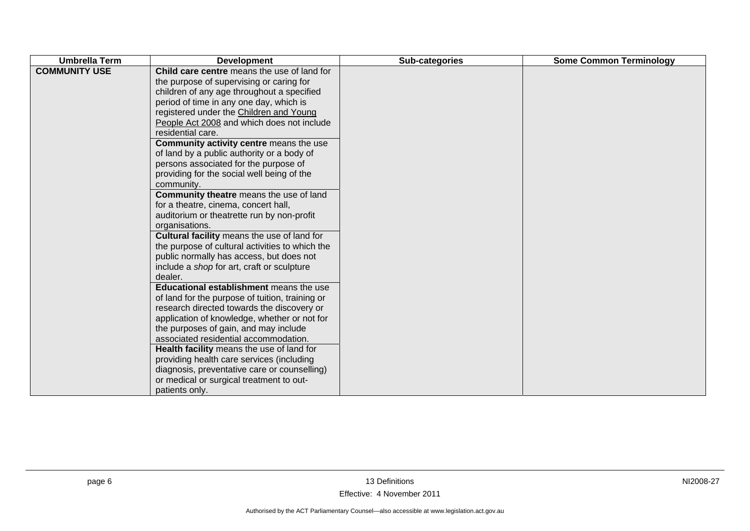| Umbrella Term | Development | Sub-categories | Some Common Terminology |
|---|---|---|---|
| **COMMUNITY USE** | **Child care centre** means the use of land for the purpose of supervising or caring for children of any age throughout a specified period of time in any one day, which is registered under the Children and Young People Act 2008 and which does not include residential care. | | |
| | **Community activity centre** means the use of land by a public authority or a body of persons associated for the purpose of providing for the social well being of the community. | | |
| | **Community theatre** means the use of land for a theatre, cinema, concert hall, auditorium or theatrette run by non-profit organisations. | | |
| | **Cultural facility** means the use of land for the purpose of cultural activities to which the public normally has access, but does not include a *shop* for art, craft or sculpture dealer. | | |
| | **Educational establishment** means the use of land for the purpose of tuition, training or research directed towards the discovery or application of knowledge, whether or not for the purposes of gain, and may include associated residential accommodation. | | |
| | **Health facility** means the use of land for providing health care services (including diagnosis, preventative care or counselling) or medical or surgical treatment to out-patients only. | | |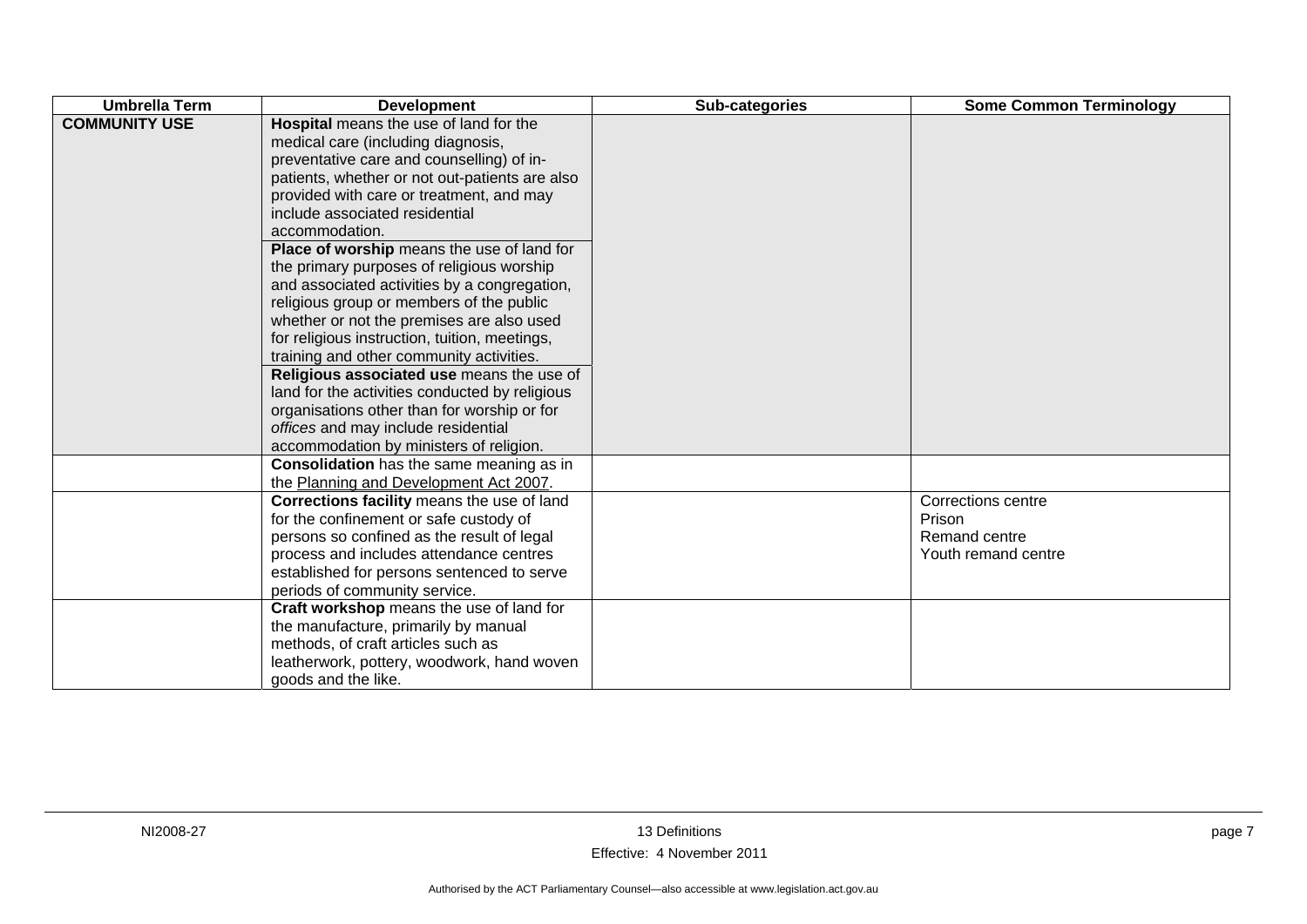| Umbrella Term | Development | Sub-categories | Some Common Terminology |
|---|---|---|---|
| **COMMUNITY USE** | **Hospital** means the use of land for the medical care (including diagnosis, preventative care and counselling) of in-patients, whether or not out-patients are also provided with care or treatment, and may include associated residential accommodation.<br>**Place of worship** means the use of land for the primary purposes of religious worship and associated activities by a congregation, religious group or members of the public whether or not the premises are also used for religious instruction, tuition, meetings, training and other community activities.<br>**Religious associated use** means the use of land for the activities conducted by religious organisations other than for worship or for *offices* and may include residential accommodation by ministers of religion. | | |
| | **Consolidation** has the same meaning as in the Planning and Development Act 2007. | | |
| | **Corrections facility** means the use of land for the confinement or safe custody of persons so confined as the result of legal process and includes attendance centres established for persons sentenced to serve periods of community service. | | Corrections centre<br>Prison<br>Remand centre<br>Youth remand centre |
| | **Craft workshop** means the use of land for the manufacture, primarily by manual methods, of craft articles such as leatherwork, pottery, woodwork, hand woven goods and the like. | | |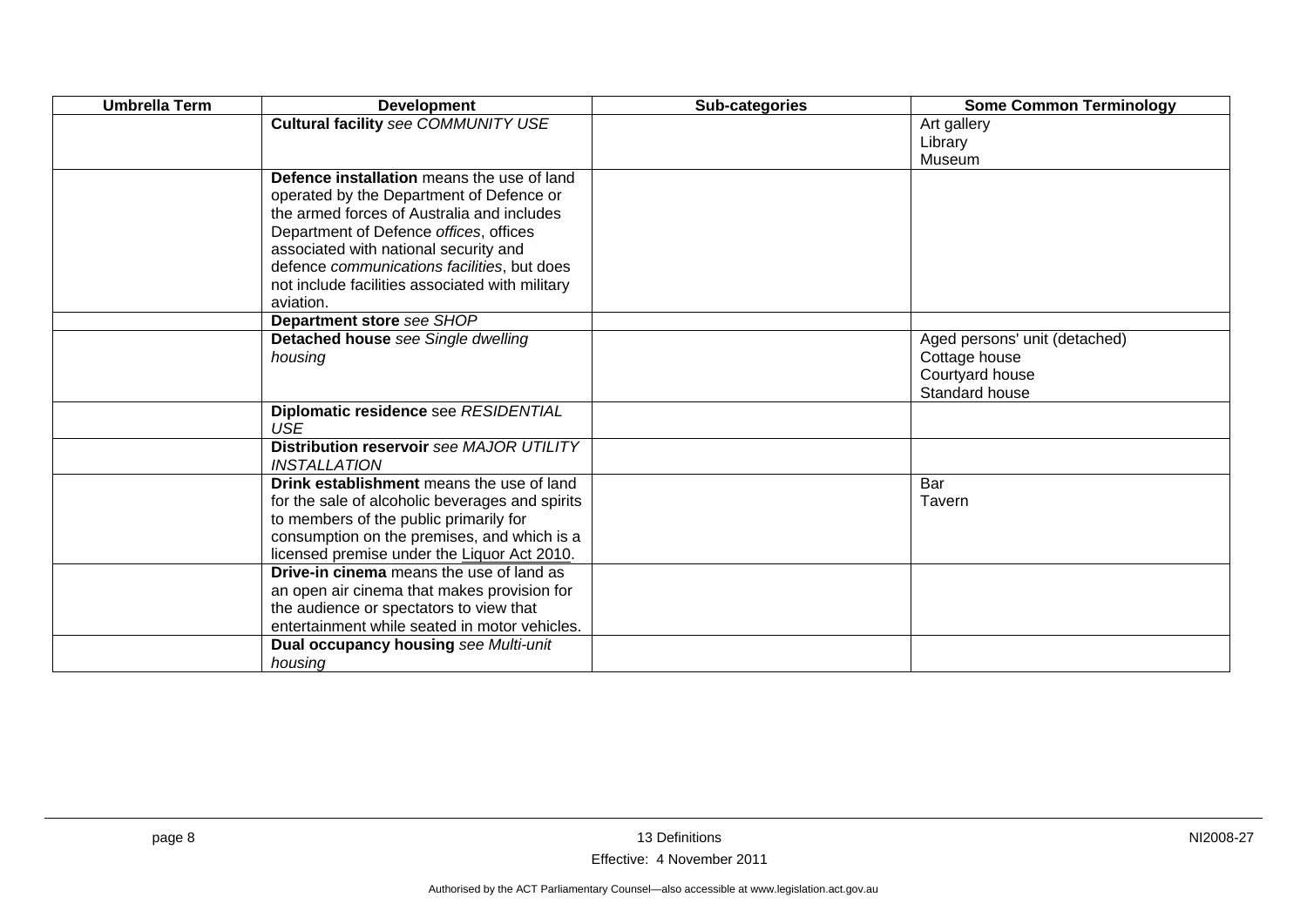| Umbrella Term | Development | Sub-categories | Some Common Terminology |
|---|---|---|---|
| | **Cultural facility** *see COMMUNITY USE* | | Art gallery<br>Library<br>Museum |
| | **Defence installation** means the use of land operated by the Department of Defence or the armed forces of Australia and includes Department of Defence *offices*, offices associated with national security and defence *communications facilities*, but does not include facilities associated with military aviation. | | |
| | **Department store** *see SHOP* | | |
| | **Detached house** *see Single dwelling housing* | | Aged persons' unit (detached)<br>Cottage house<br>Courtyard house<br>Standard house |
| | **Diplomatic residence** see *RESIDENTIAL USE* | | |
| | **Distribution reservoir** *see MAJOR UTILITY INSTALLATION* | | |
| | **Drink establishment** means the use of land for the sale of alcoholic beverages and spirits to members of the public primarily for consumption on the premises, and which is a licensed premise under the Liquor Act 2010. | | Bar<br>Tavern |
| | **Drive-in cinema** means the use of land as an open air cinema that makes provision for the audience or spectators to view that entertainment while seated in motor vehicles. | | |
| | **Dual occupancy housing** *see Multi-unit housing* | | |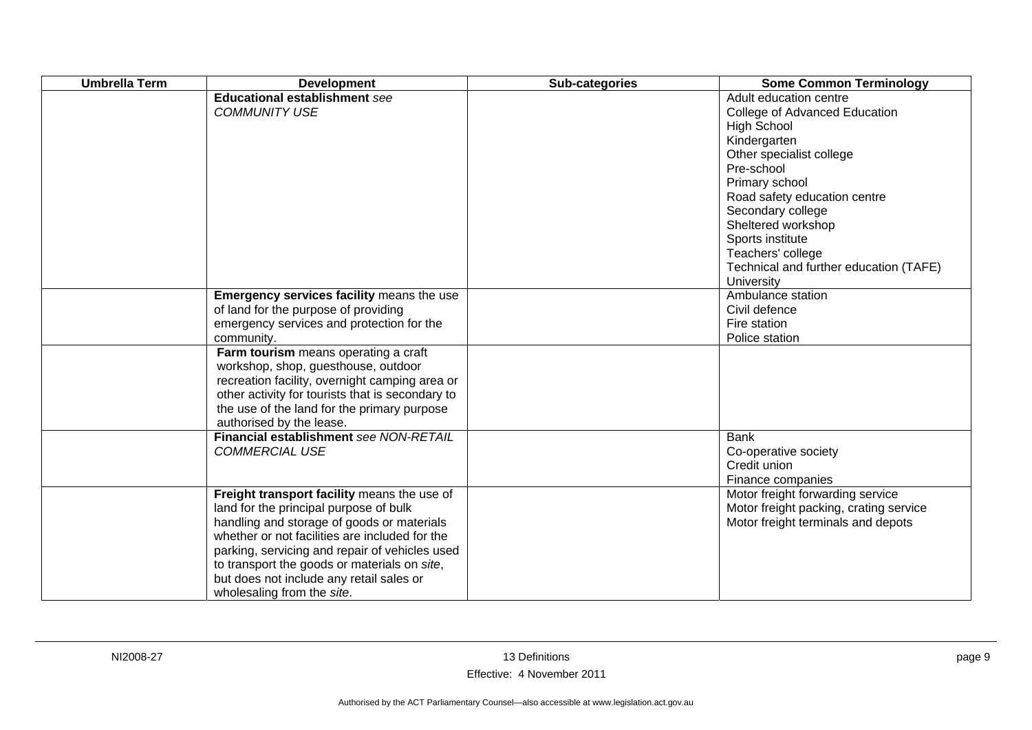| Umbrella Term | Development | Sub-categories | Some Common Terminology |
|---|---|---|---|
| | **Educational establishment** *see COMMUNITY USE* | | Adult education centre<br>College of Advanced Education<br>High School<br>Kindergarten<br>Other specialist college<br>Pre-school<br>Primary school<br>Road safety education centre<br>Secondary college<br>Sheltered workshop<br>Sports institute<br>Teachers' college<br>Technical and further education (TAFE)<br>University |
| | **Emergency services facility** means the use of land for the purpose of providing emergency services and protection for the community. | | Ambulance station<br>Civil defence<br>Fire station<br>Police station |
| | **Farm tourism** means operating a craft workshop, shop, guesthouse, outdoor recreation facility, overnight camping area or other activity for tourists that is secondary to the use of the land for the primary purpose authorised by the lease. | | |
| | **Financial establishment** *see NON-RETAIL COMMERCIAL USE* | | Bank<br>Co-operative society<br>Credit union<br>Finance companies |
| | **Freight transport facility** means the use of land for the principal purpose of bulk handling and storage of goods or materials whether or not facilities are included for the parking, servicing and repair of vehicles used to transport the goods or materials on *site*, but does not include any retail sales or wholesaling from the *site*. | | Motor freight forwarding service<br>Motor freight packing, crating service<br>Motor freight terminals and depots |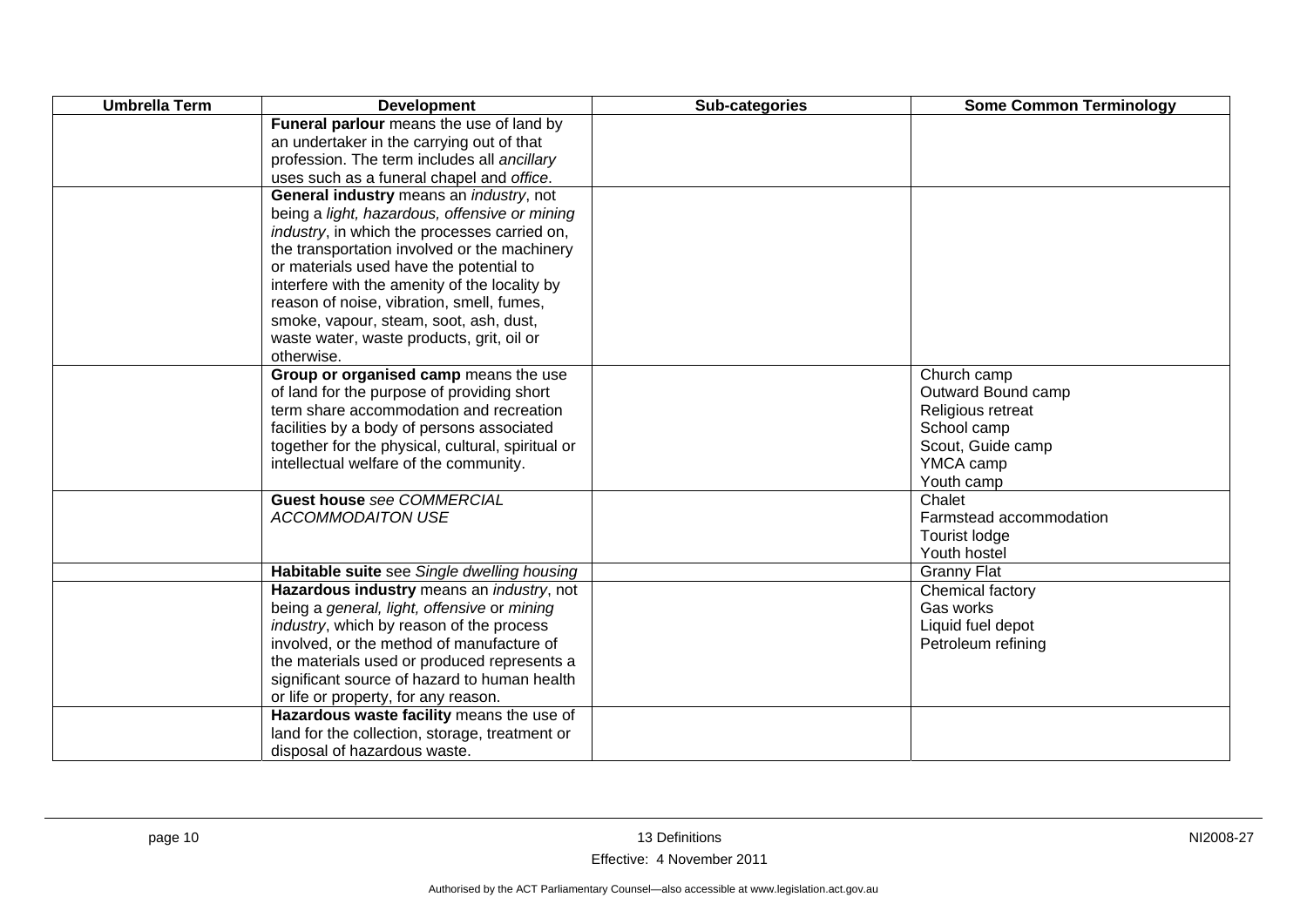| Umbrella Term | Development | Sub-categories | Some Common Terminology |
|---|---|---|---|
| | **Funeral parlour** means the use of land by an undertaker in the carrying out of that profession. The term includes all *ancillary* uses such as a funeral chapel and *office*. | | |
| | **General industry** means an *industry*, not being a *light, hazardous, offensive or mining industry*, in which the processes carried on, the transportation involved or the machinery or materials used have the potential to interfere with the amenity of the locality by reason of noise, vibration, smell, fumes, smoke, vapour, steam, soot, ash, dust, waste water, waste products, grit, oil or otherwise. | | |
| | **Group or organised camp** means the use of land for the purpose of providing short term share accommodation and recreation facilities by a body of persons associated together for the physical, cultural, spiritual or intellectual welfare of the community. | | Church camp<br>Outward Bound camp<br>Religious retreat<br>School camp<br>Scout, Guide camp<br>YMCA camp<br>Youth camp |
| | **Guest house** *see COMMERCIAL ACCOMMODAITON USE* | | Chalet<br>Farmstead accommodation<br>Tourist lodge<br>Youth hostel |
| | **Habitable suite** see *Single dwelling housing* | | Granny Flat |
| | **Hazardous industry** means an *industry*, not being a *general, light, offensive* or *mining industry*, which by reason of the process involved, or the method of manufacture of the materials used or produced represents a significant source of hazard to human health or life or property, for any reason. | | Chemical factory<br>Gas works<br>Liquid fuel depot<br>Petroleum refining |
| | **Hazardous waste facility** means the use of land for the collection, storage, treatment or disposal of hazardous waste. | | |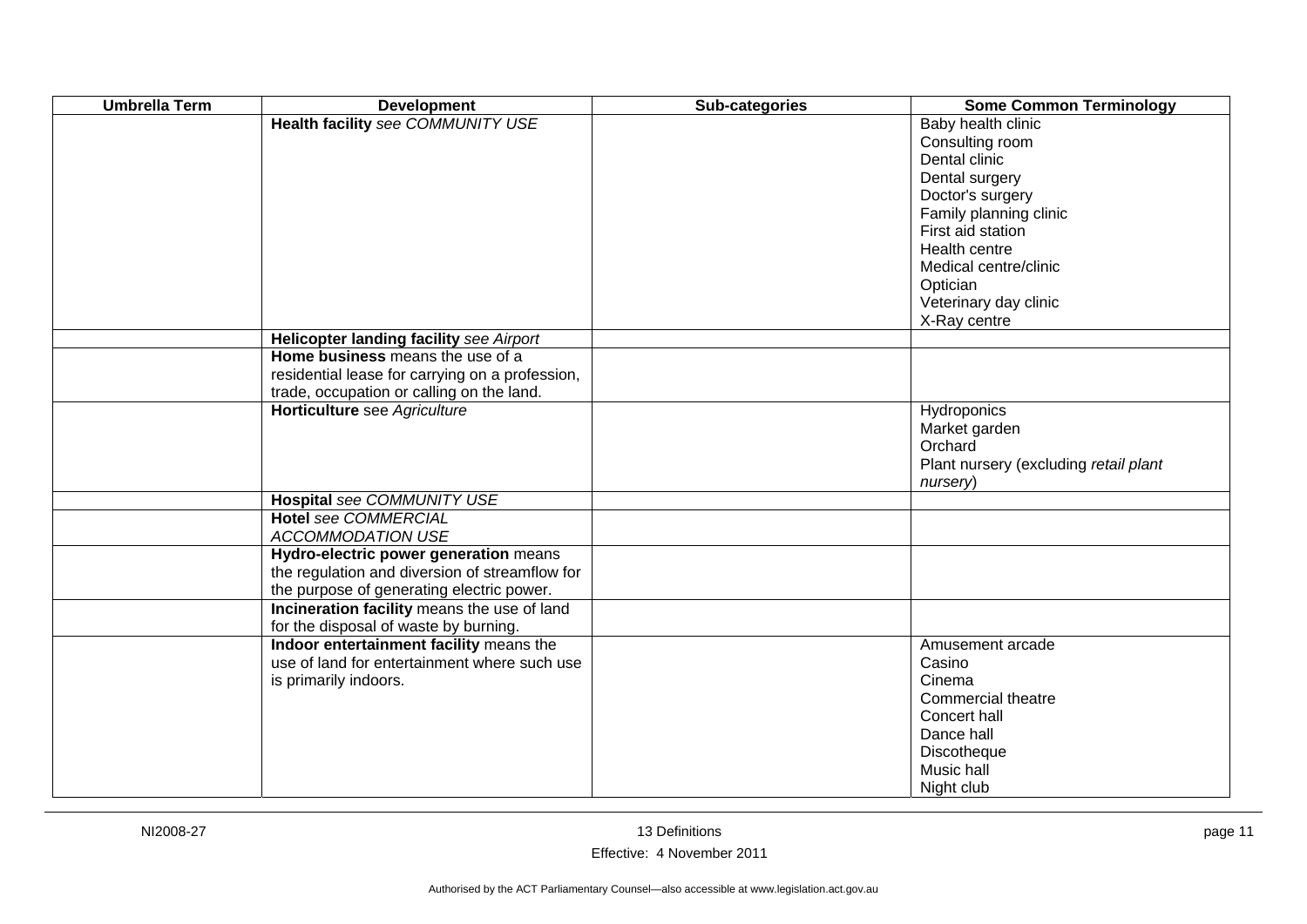| Umbrella Term | Development | Sub-categories | Some Common Terminology |
|---|---|---|---|
| | **Health facility** *see COMMUNITY USE* | | Baby health clinic<br>Consulting room<br>Dental clinic<br>Dental surgery<br>Doctor's surgery<br>Family planning clinic<br>First aid station<br>Health centre<br>Medical centre/clinic<br>Optician<br>Veterinary day clinic<br>X-Ray centre |
| | **Helicopter landing facility** *see Airport* | | |
| | **Home business** means the use of a residential lease for carrying on a profession, trade, occupation or calling on the land. | | |
| | **Horticulture** see *Agriculture* | | Hydroponics<br>Market garden<br>Orchard<br>Plant nursery (excluding *retail plant nursery*) |
| | **Hospital** *see COMMUNITY USE* | | |
| | **Hotel** *see COMMERCIAL ACCOMMODATION USE* | | |
| | **Hydro-electric power generation** means the regulation and diversion of streamflow for the purpose of generating electric power. | | |
| | **Incineration facility** means the use of land for the disposal of waste by burning. | | |
| | **Indoor entertainment facility** means the use of land for entertainment where such use is primarily indoors. | | Amusement arcade<br>Casino<br>Cinema<br>Commercial theatre<br>Concert hall<br>Dance hall<br>Discotheque<br>Music hall<br>Night club |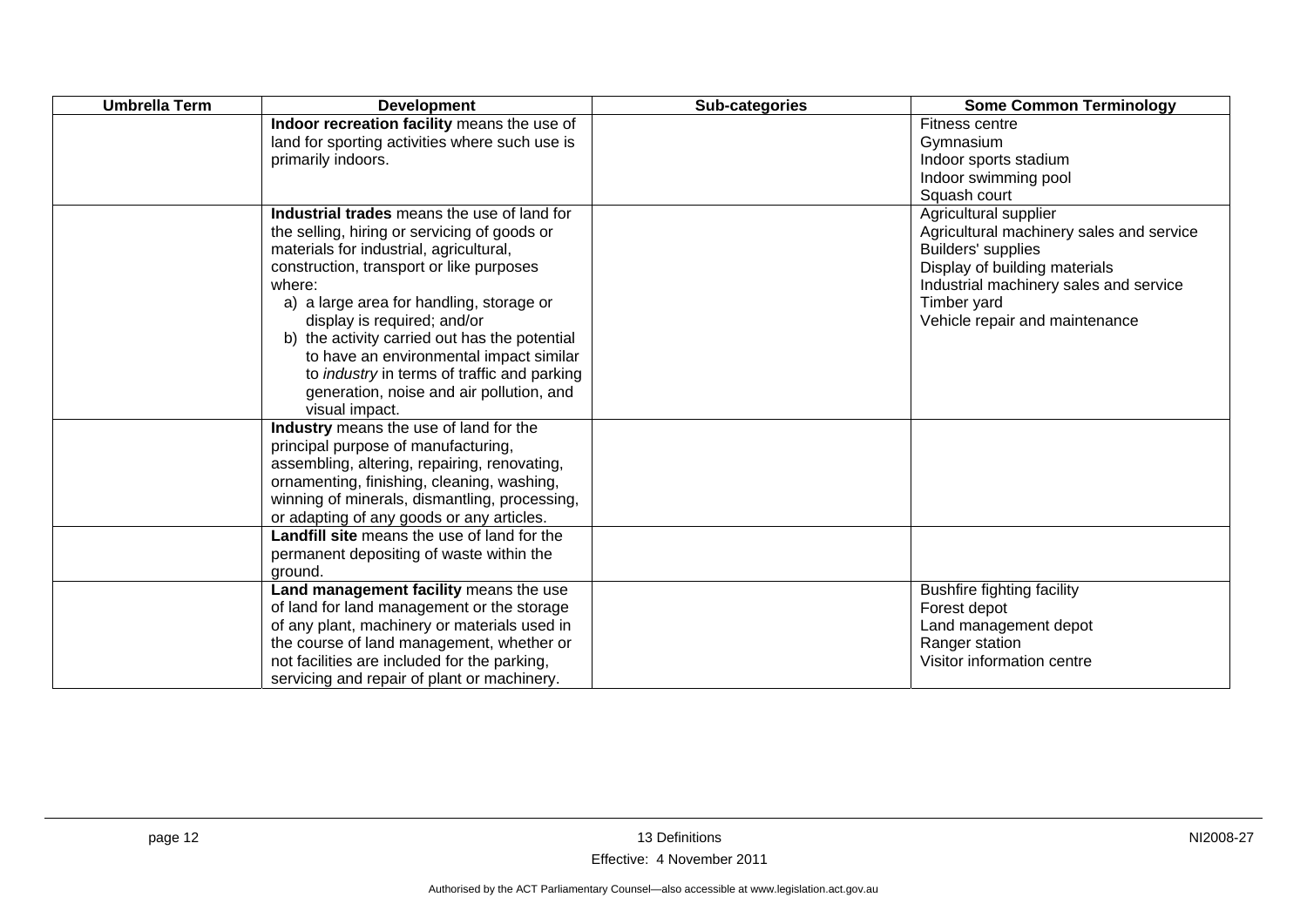| Umbrella Term | Development | Sub-categories | Some Common Terminology |
|---|---|---|---|
| | **Indoor recreation facility** means the use of land for sporting activities where such use is primarily indoors. | | Fitness centre<br>Gymnasium<br>Indoor sports stadium<br>Indoor swimming pool<br>Squash court |
| | **Industrial trades** means the use of land for the selling, hiring or servicing of goods or materials for industrial, agricultural, construction, transport or like purposes where:<br>a) a large area for handling, storage or display is required; and/or<br>b) the activity carried out has the potential to have an environmental impact similar to *industry* in terms of traffic and parking generation, noise and air pollution, and visual impact. | | Agricultural supplier<br>Agricultural machinery sales and service<br>Builders' supplies<br>Display of building materials<br>Industrial machinery sales and service<br>Timber yard<br>Vehicle repair and maintenance |
| | **Industry** means the use of land for the principal purpose of manufacturing, assembling, altering, repairing, renovating, ornamenting, finishing, cleaning, washing, winning of minerals, dismantling, processing, or adapting of any goods or any articles. | | |
| | **Landfill site** means the use of land for the permanent depositing of waste within the ground. | | |
| | **Land management facility** means the use of land for land management or the storage of any plant, machinery or materials used in the course of land management, whether or not facilities are included for the parking, servicing and repair of plant or machinery. | | Bushfire fighting facility<br>Forest depot<br>Land management depot<br>Ranger station<br>Visitor information centre |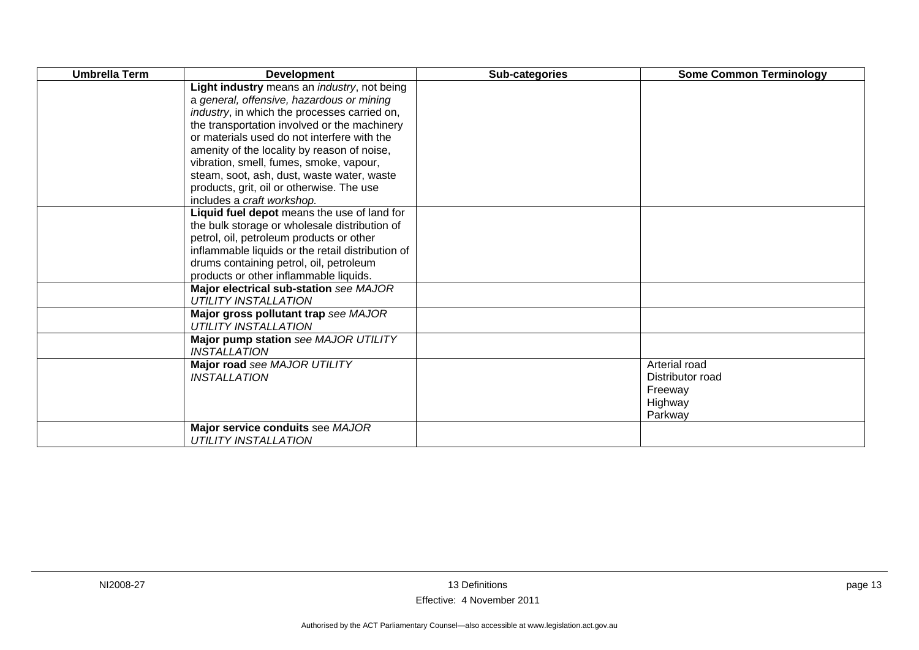| Umbrella Term | Development | Sub-categories | Some Common Terminology |
|---|---|---|---|
| | **Light industry** means an *industry*, not being a *general, offensive, hazardous or mining industry*, in which the processes carried on, the transportation involved or the machinery or materials used do not interfere with the amenity of the locality by reason of noise, vibration, smell, fumes, smoke, vapour, steam, soot, ash, dust, waste water, waste products, grit, oil or otherwise. The use includes a *craft workshop*. | | |
| | **Liquid fuel depot** means the use of land for the bulk storage or wholesale distribution of petrol, oil, petroleum products or other inflammable liquids or the retail distribution of drums containing petrol, oil, petroleum products or other inflammable liquids. | | |
| | **Major electrical sub-station** *see MAJOR UTILITY INSTALLATION* | | |
| | **Major gross pollutant trap** *see MAJOR UTILITY INSTALLATION* | | |
| | **Major pump station** *see MAJOR UTILITY INSTALLATION* | | |
| | **Major road** *see MAJOR UTILITY INSTALLATION* | | Arterial road<br>Distributor road<br>Freeway<br>Highway<br>Parkway |
| | **Major service conduits** see *MAJOR UTILITY INSTALLATION* | | |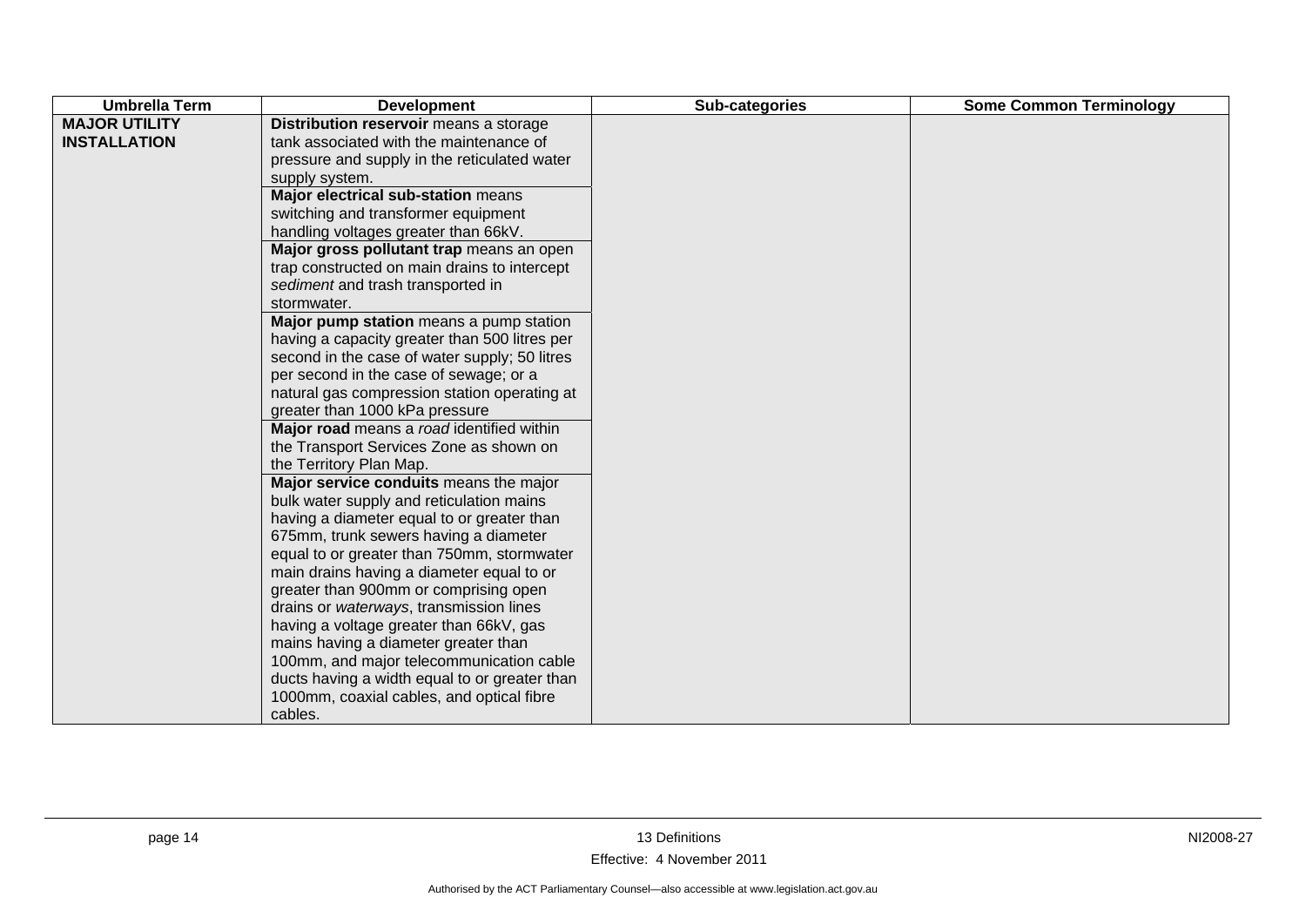| Umbrella Term | Development | Sub-categories | Some Common Terminology |
|---|---|---|---|
| **MAJOR UTILITY INSTALLATION** | **Distribution reservoir** means a storage tank associated with the maintenance of pressure and supply in the reticulated water supply system. | | |
| | **Major electrical sub-station** means switching and transformer equipment handling voltages greater than 66kV. | | |
| | **Major gross pollutant trap** means an open trap constructed on main drains to intercept *sediment* and trash transported in stormwater. | | |
| | **Major pump station** means a pump station having a capacity greater than 500 litres per second in the case of water supply; 50 litres per second in the case of sewage; or a natural gas compression station operating at greater than 1000 kPa pressure | | |
| | **Major road** means a *road* identified within the Transport Services Zone as shown on the Territory Plan Map. | | |
| | **Major service conduits** means the major bulk water supply and reticulation mains having a diameter equal to or greater than 675mm, trunk sewers having a diameter equal to or greater than 750mm, stormwater main drains having a diameter equal to or greater than 900mm or comprising open drains or *waterways*, transmission lines having a voltage greater than 66kV, gas mains having a diameter greater than 100mm, and major telecommunication cable ducts having a width equal to or greater than 1000mm, coaxial cables, and optical fibre cables. | | |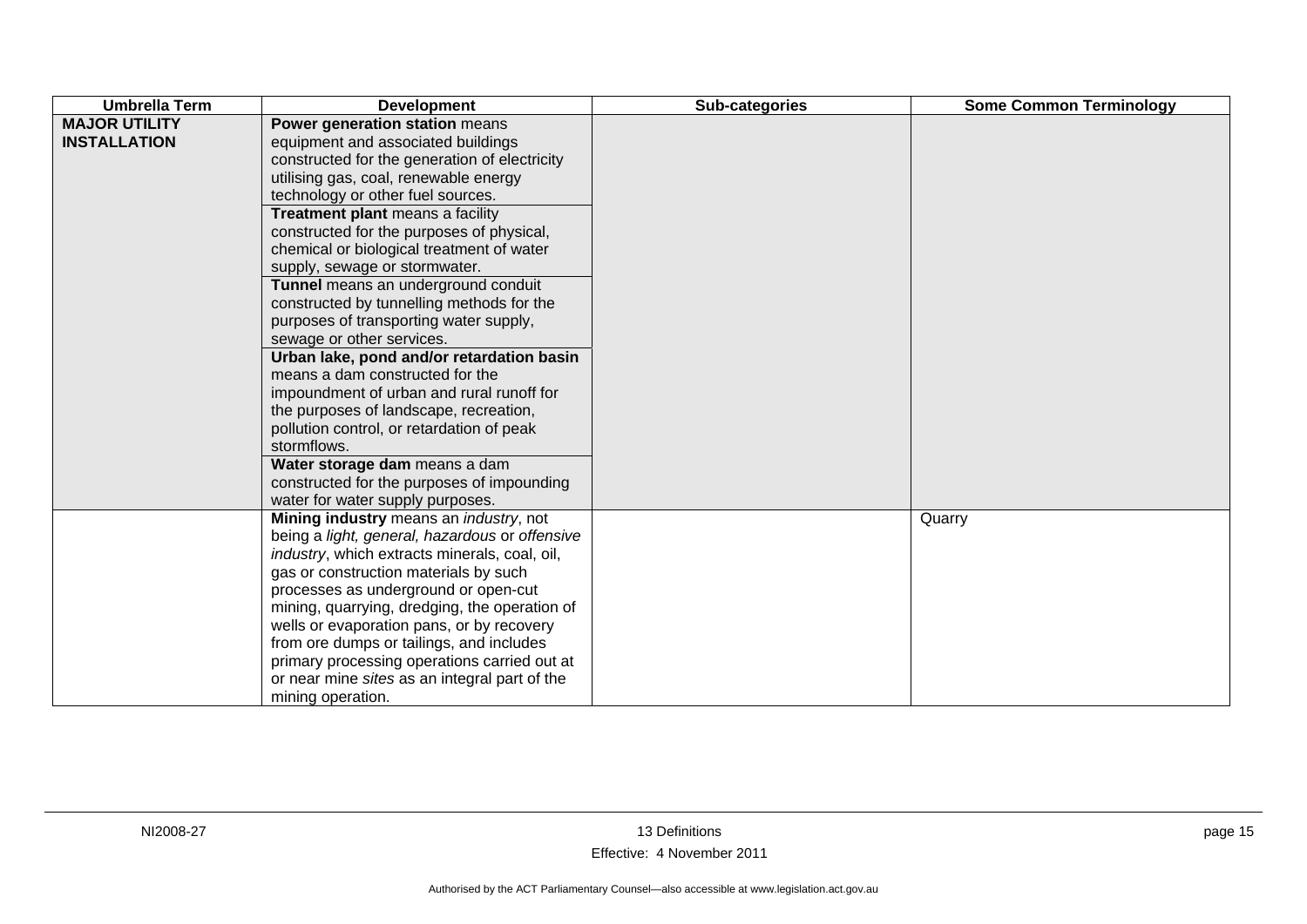| Umbrella Term | Development | Sub-categories | Some Common Terminology |
|---|---|---|---|
| **MAJOR UTILITY INSTALLATION** | **Power generation station** means equipment and associated buildings constructed for the generation of electricity utilising gas, coal, renewable energy technology or other fuel sources. | | |
| | **Treatment plant** means a facility constructed for the purposes of physical, chemical or biological treatment of water supply, sewage or stormwater. | | |
| | **Tunnel** means an underground conduit constructed by tunnelling methods for the purposes of transporting water supply, sewage or other services. | | |
| | **Urban lake, pond and/or retardation basin** means a dam constructed for the impoundment of urban and rural runoff for the purposes of landscape, recreation, pollution control, or retardation of peak stormflows. | | |
| | **Water storage dam** means a dam constructed for the purposes of impounding water for water supply purposes. | | |
| | **Mining industry** means an *industry*, not being a *light, general, hazardous* or *offensive industry*, which extracts minerals, coal, oil, gas or construction materials by such processes as underground or open-cut mining, quarrying, dredging, the operation of wells or evaporation pans, or by recovery from ore dumps or tailings, and includes primary processing operations carried out at or near mine *sites* as an integral part of the mining operation. | | Quarry |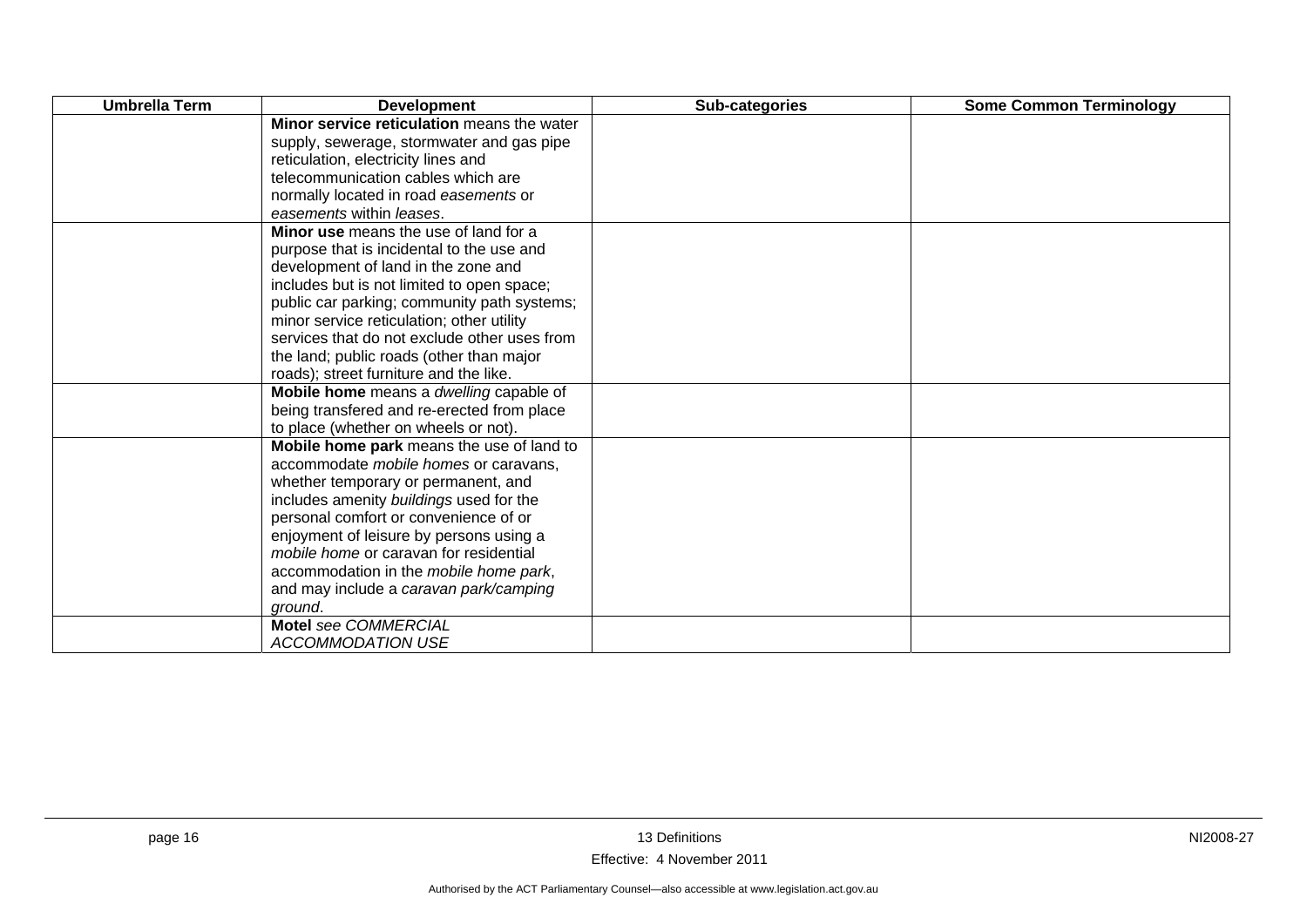| Umbrella Term | Development | Sub-categories | Some Common Terminology |
|---|---|---|---|
| | **Minor service reticulation** means the water supply, sewerage, stormwater and gas pipe reticulation, electricity lines and telecommunication cables which are normally located in road *easements* or *easements* within *leases*. | | |
| | **Minor use** means the use of land for a purpose that is incidental to the use and development of land in the zone and includes but is not limited to open space; public car parking; community path systems; minor service reticulation; other utility services that do not exclude other uses from the land; public roads (other than major roads); street furniture and the like. | | |
| | **Mobile home** means a *dwelling* capable of being transfered and re-erected from place to place (whether on wheels or not). | | |
| | **Mobile home park** means the use of land to accommodate *mobile homes* or caravans, whether temporary or permanent, and includes amenity *buildings* used for the personal comfort or convenience of or enjoyment of leisure by persons using a *mobile home* or caravan for residential accommodation in the *mobile home park*, and may include a *caravan park/camping ground*. | | |
| | **Motel** *see COMMERCIAL ACCOMMODATION USE* | | |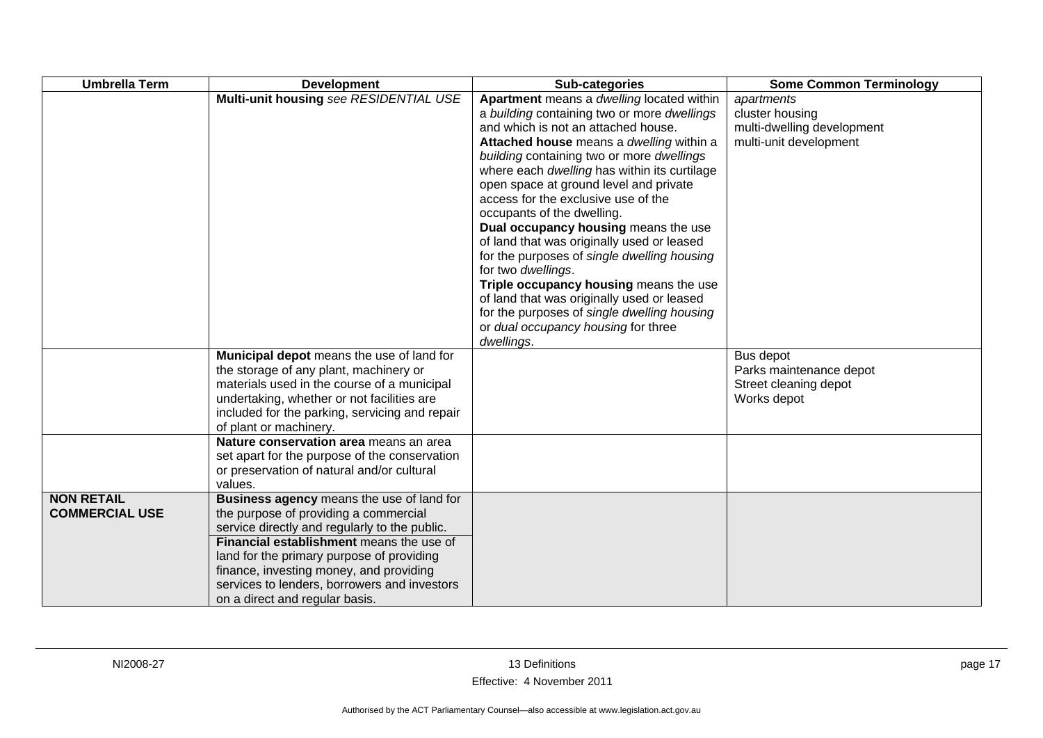| Umbrella Term | Development | Sub-categories | Some Common Terminology |
|---|---|---|---|
| | **Multi-unit housing** *see RESIDENTIAL USE* | **Apartment** means a *dwelling* located within a *building* containing two or more *dwellings* and which is not an attached house.<br>**Attached house** means a *dwelling* within a *building* containing two or more *dwellings* where each *dwelling* has within its curtilage open space at ground level and private access for the exclusive use of the occupants of the dwelling.<br>**Dual occupancy housing** means the use of land that was originally used or leased for the purposes of *single dwelling housing* for two *dwellings*.<br>**Triple occupancy housing** means the use of land that was originally used or leased for the purposes of *single dwelling housing* or *dual occupancy housing* for three *dwellings*. | *apartments*<br>cluster housing<br>multi-dwelling development<br>multi-unit development |
| | **Municipal depot** means the use of land for the storage of any plant, machinery or materials used in the course of a municipal undertaking, whether or not facilities are included for the parking, servicing and repair of plant or machinery. | | Bus depot<br>Parks maintenance depot<br>Street cleaning depot<br>Works depot |
| | **Nature conservation area** means an area set apart for the purpose of the conservation or preservation of natural and/or cultural values. | | |
| **NON RETAIL COMMERCIAL USE** | **Business agency** means the use of land for the purpose of providing a commercial service directly and regularly to the public.<br>**Financial establishment** means the use of land for the primary purpose of providing finance, investing money, and providing services to lenders, borrowers and investors on a direct and regular basis. | | |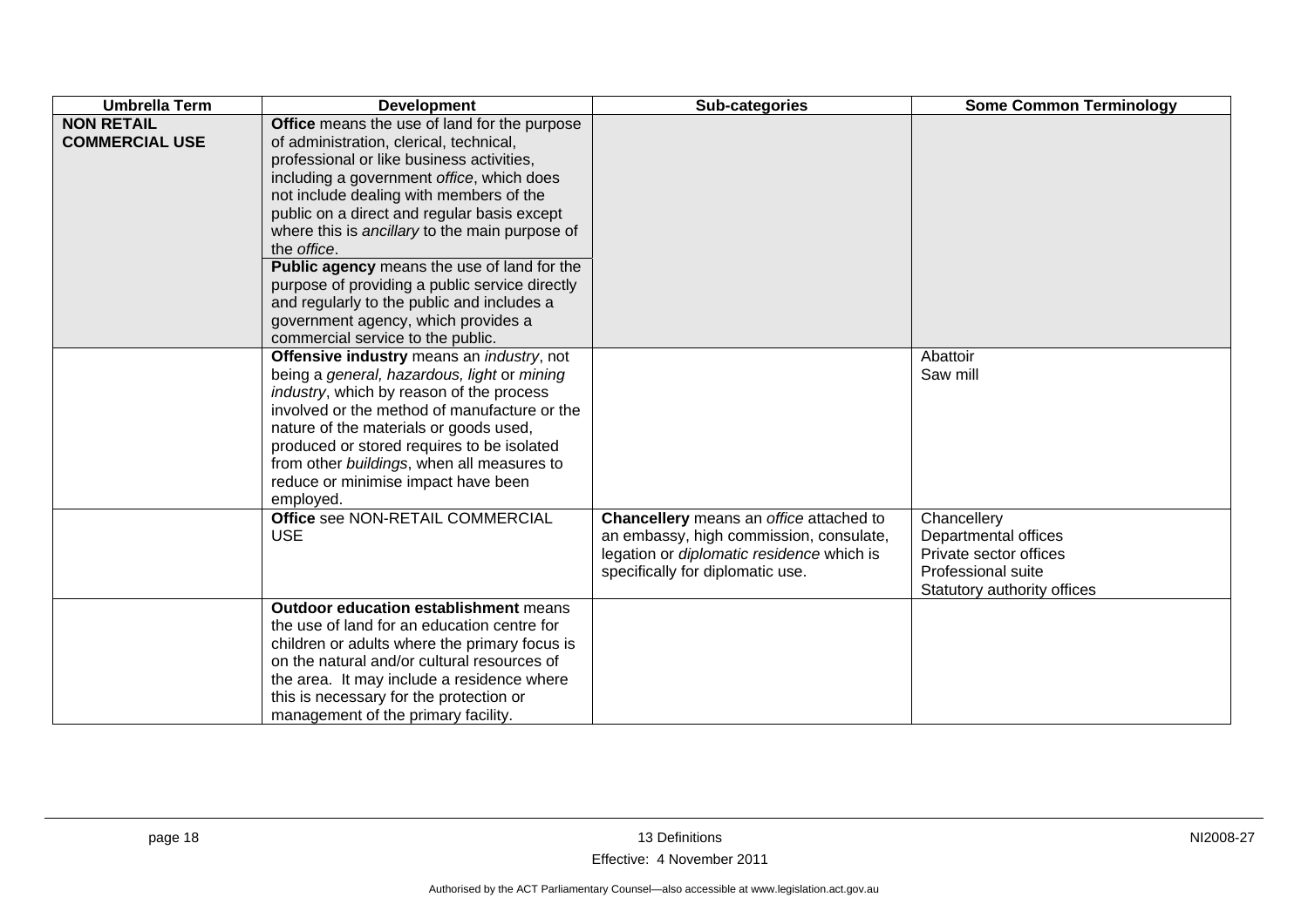| Umbrella Term | Development | Sub-categories | Some Common Terminology |
|---|---|---|---|
| **NON RETAIL COMMERCIAL USE** | **Office** means the use of land for the purpose of administration, clerical, technical, professional or like business activities, including a government *office*, which does not include dealing with members of the public on a direct and regular basis except where this is *ancillary* to the main purpose of the *office*.<br>**Public agency** means the use of land for the purpose of providing a public service directly and regularly to the public and includes a government agency, which provides a commercial service to the public. | | |
| | **Offensive industry** means an *industry*, not being a *general, hazardous, light* or *mining industry*, which by reason of the process involved or the method of manufacture or the nature of the materials or goods used, produced or stored requires to be isolated from other *buildings*, when all measures to reduce or minimise impact have been employed. | | Abattoir<br>Saw mill |
| | **Office** see NON-RETAIL COMMERCIAL USE | **Chancellery** means an *office* attached to an embassy, high commission, consulate, legation or *diplomatic residence* which is specifically for diplomatic use. | Chancellery<br>Departmental offices<br>Private sector offices<br>Professional suite<br>Statutory authority offices |
| | **Outdoor education establishment** means the use of land for an education centre for children or adults where the primary focus is on the natural and/or cultural resources of the area. It may include a residence where this is necessary for the protection or management of the primary facility. | | |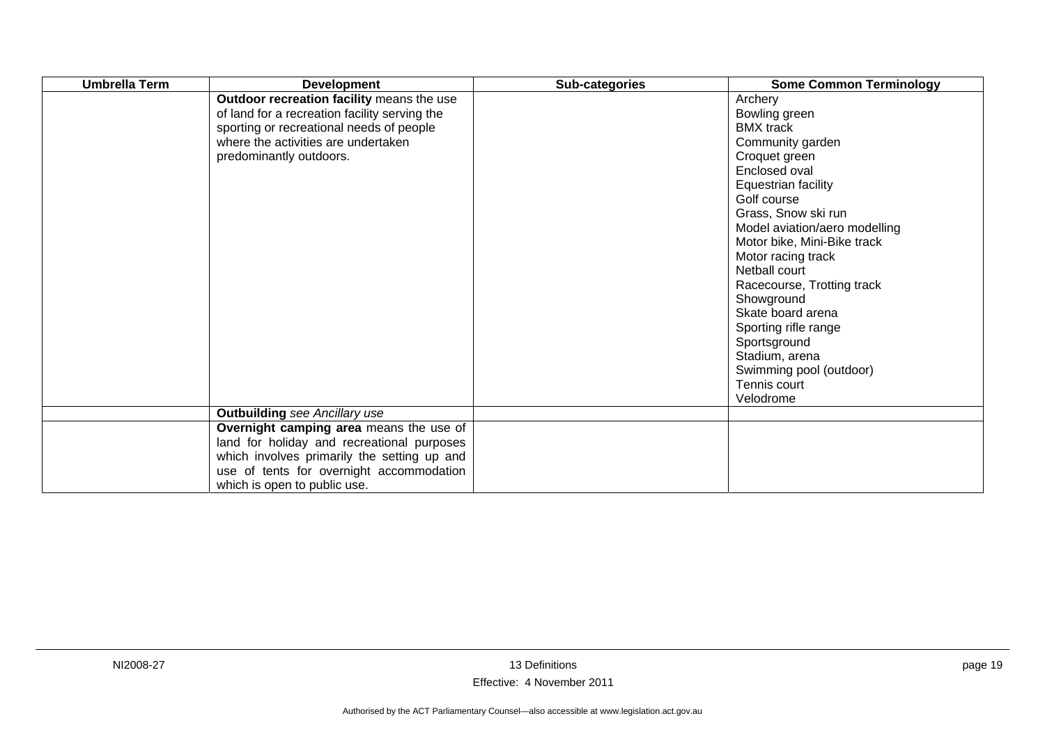| Umbrella Term | Development | Sub-categories | Some Common Terminology |
|---|---|---|---|
| | **Outdoor recreation facility** means the use of land for a recreation facility serving the sporting or recreational needs of people where the activities are undertaken predominantly outdoors. | | Archery<br>Bowling green<br>BMX track<br>Community garden<br>Croquet green<br>Enclosed oval<br>Equestrian facility<br>Golf course<br>Grass, Snow ski run<br>Model aviation/aero modelling<br>Motor bike, Mini-Bike track<br>Motor racing track<br>Netball court<br>Racecourse, Trotting track<br>Showground<br>Skate board arena<br>Sporting rifle range<br>Sportsground<br>Stadium, arena<br>Swimming pool (outdoor)<br>Tennis court<br>Velodrome |
| | **Outbuilding** *see Ancillary use* | | |
| | **Overnight camping area** means the use of land for holiday and recreational purposes which involves primarily the setting up and use of tents for overnight accommodation which is open to public use. | | |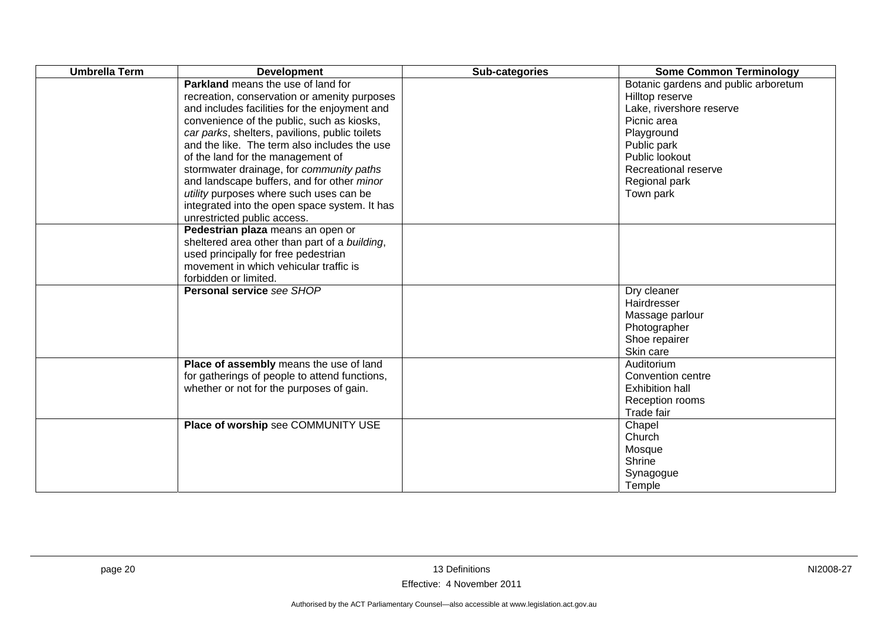| Umbrella Term | Development | Sub-categories | Some Common Terminology |
|---|---|---|---|
| | **Parkland** means the use of land for recreation, conservation or amenity purposes and includes facilities for the enjoyment and convenience of the public, such as kiosks, *car parks*, shelters, pavilions, public toilets and the like. The term also includes the use of the land for the management of stormwater drainage, for *community paths* and landscape buffers, and for other *minor utility* purposes where such uses can be integrated into the open space system. It has unrestricted public access. | | Botanic gardens and public arboretum<br>Hilltop reserve<br>Lake, rivershore reserve<br>Picnic area<br>Playground<br>Public park<br>Public lookout<br>Recreational reserve<br>Regional park<br>Town park |
| | **Pedestrian plaza** means an open or sheltered area other than part of a *building*, used principally for free pedestrian movement in which vehicular traffic is forbidden or limited. | | |
| | **Personal service** *see SHOP* | | Dry cleaner<br>Hairdresser<br>Massage parlour<br>Photographer<br>Shoe repairer<br>Skin care |
| | **Place of assembly** means the use of land for gatherings of people to attend functions, whether or not for the purposes of gain. | | Auditorium<br>Convention centre<br>Exhibition hall<br>Reception rooms<br>Trade fair |
| | **Place of worship** see COMMUNITY USE | | Chapel<br>Church<br>Mosque<br>Shrine<br>Synagogue<br>Temple |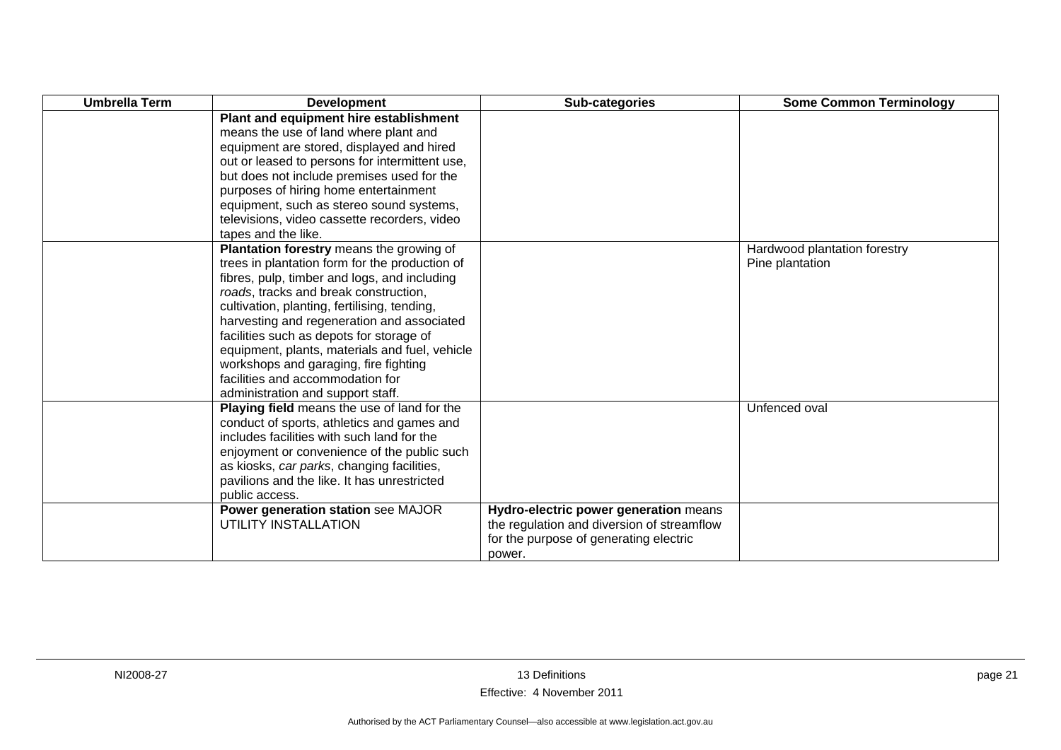| Umbrella Term | Development | Sub-categories | Some Common Terminology |
| --- | --- | --- | --- |
| | **Plant and equipment hire establishment** means the use of land where plant and equipment are stored, displayed and hired out or leased to persons for intermittent use, but does not include premises used for the purposes of hiring home entertainment equipment, such as stereo sound systems, televisions, video cassette recorders, video tapes and the like. | | |
| | **Plantation forestry** means the growing of trees in plantation form for the production of fibres, pulp, timber and logs, and including *roads*, tracks and break construction, cultivation, planting, fertilising, tending, harvesting and regeneration and associated facilities such as depots for storage of equipment, plants, materials and fuel, vehicle workshops and garaging, fire fighting facilities and accommodation for administration and support staff. | | Hardwood plantation forestry<br>Pine plantation |
| | **Playing field** means the use of land for the conduct of sports, athletics and games and includes facilities with such land for the enjoyment or convenience of the public such as kiosks, *car parks*, changing facilities, pavilions and the like. It has unrestricted public access. | | Unfenced oval |
| | **Power generation station** see MAJOR UTILITY INSTALLATION | **Hydro-electric power generation** means the regulation and diversion of streamflow for the purpose of generating electric power. | |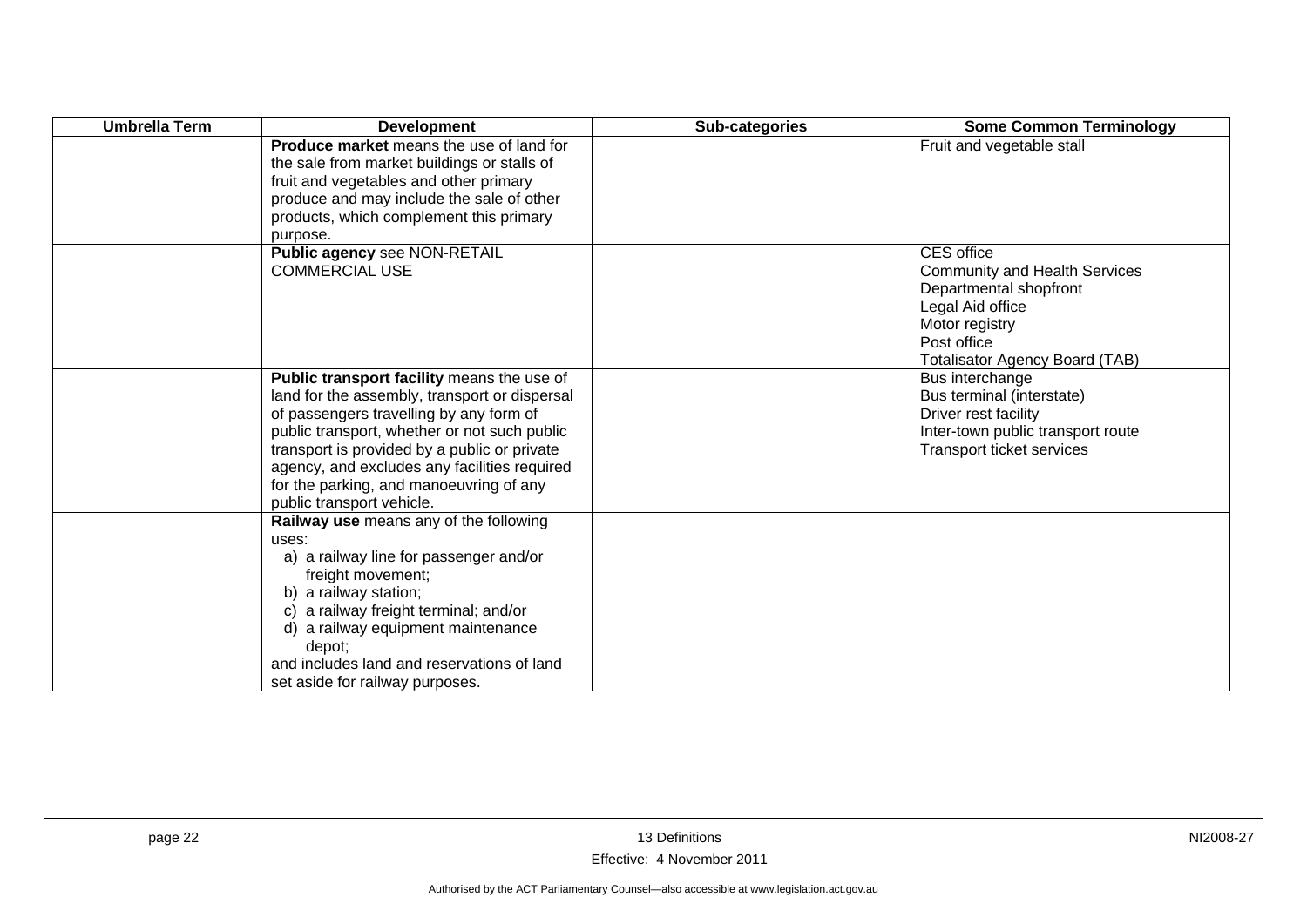| Umbrella Term | Development | Sub-categories | Some Common Terminology |
|---|---|---|---|
| | **Produce market** means the use of land for the sale from market buildings or stalls of fruit and vegetables and other primary produce and may include the sale of other products, which complement this primary purpose. | | Fruit and vegetable stall |
| | **Public agency** see NON-RETAIL COMMERCIAL USE | | CES office<br>Community and Health Services<br>Departmental shopfront<br>Legal Aid office<br>Motor registry<br>Post office<br>Totalisator Agency Board (TAB) |
| | **Public transport facility** means the use of land for the assembly, transport or dispersal of passengers travelling by any form of public transport, whether or not such public transport is provided by a public or private agency, and excludes any facilities required for the parking, and manoeuvring of any public transport vehicle. | | Bus interchange<br>Bus terminal (interstate)<br>Driver rest facility<br>Inter-town public transport route<br>Transport ticket services |
| | **Railway use** means any of the following uses:<br>a) a railway line for passenger and/or freight movement;<br>b) a railway station;<br>c) a railway freight terminal; and/or<br>d) a railway equipment maintenance depot;<br>and includes land and reservations of land set aside for railway purposes. | | |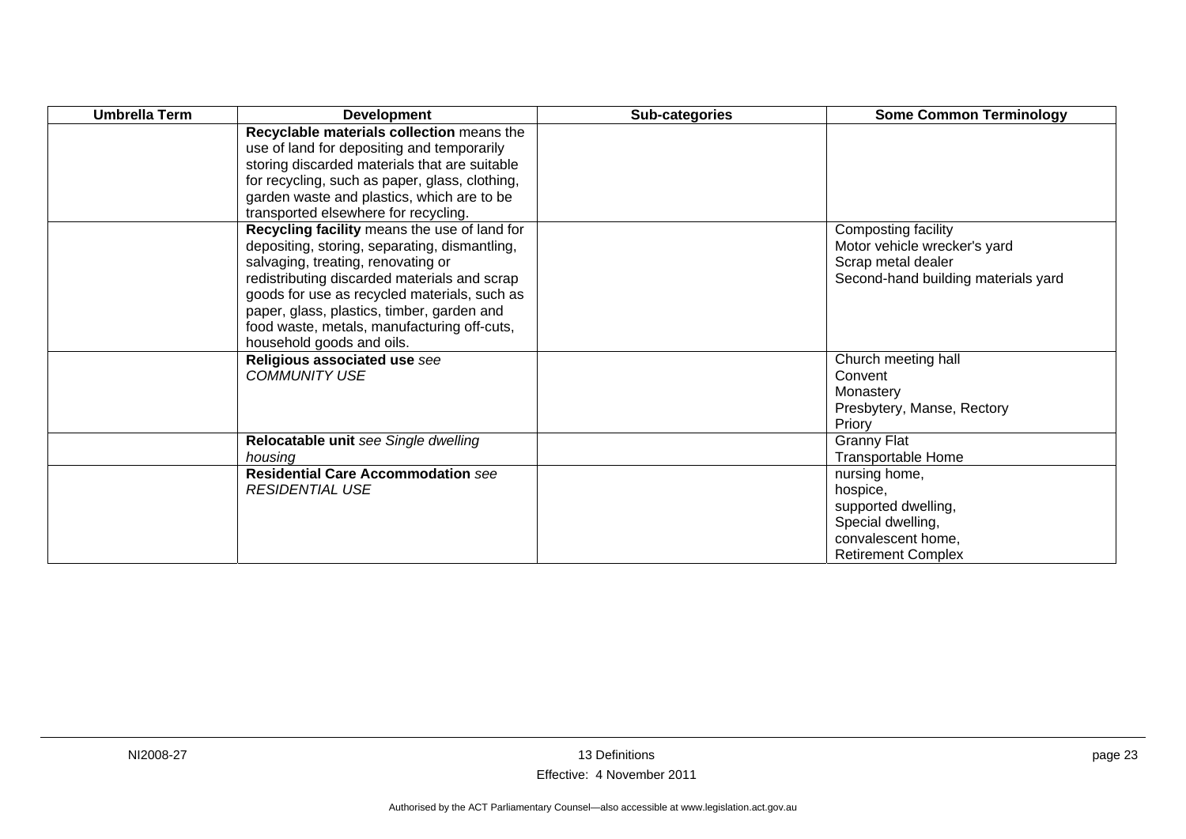| Umbrella Term | Development | Sub-categories | Some Common Terminology |
|---|---|---|---|
| | **Recyclable materials collection** means the use of land for depositing and temporarily storing discarded materials that are suitable for recycling, such as paper, glass, clothing, garden waste and plastics, which are to be transported elsewhere for recycling. | | |
| | **Recycling facility** means the use of land for depositing, storing, separating, dismantling, salvaging, treating, renovating or redistributing discarded materials and scrap goods for use as recycled materials, such as paper, glass, plastics, timber, garden and food waste, metals, manufacturing off-cuts, household goods and oils. | | Composting facility<br>Motor vehicle wrecker's yard<br>Scrap metal dealer<br>Second-hand building materials yard |
| | **Religious associated use** *see COMMUNITY USE* | | Church meeting hall<br>Convent<br>Monastery<br>Presbytery, Manse, Rectory<br>Priory |
| | **Relocatable unit** *see Single dwelling housing* | | Granny Flat<br>Transportable Home |
| | **Residential Care Accommodation** *see RESIDENTIAL USE* | | nursing home,<br>hospice,<br>supported dwelling,<br>Special dwelling,<br>convalescent home,<br>Retirement Complex |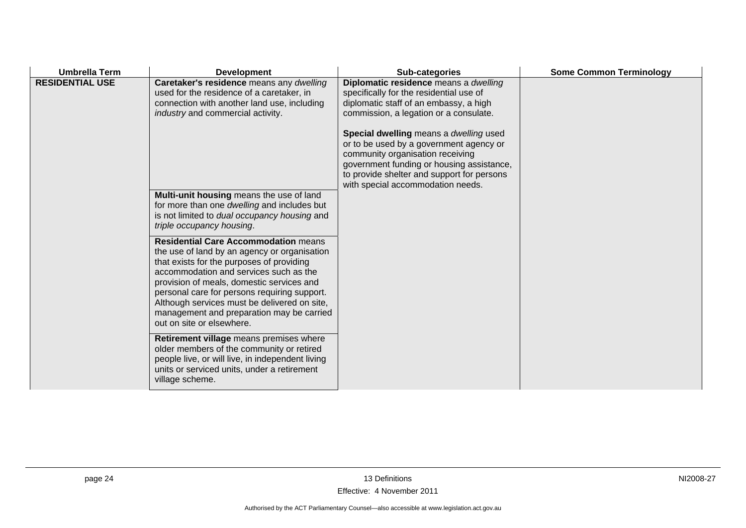| Umbrella Term | Development | Sub-categories | Some Common Terminology |
|---|---|---|---|
| **RESIDENTIAL USE** | **Caretaker's residence** means any *dwelling* used for the residence of a caretaker, in connection with another land use, including *industry* and commercial activity. | **Diplomatic residence** means a *dwelling* specifically for the residential use of diplomatic staff of an embassy, a high commission, a legation or a consulate.<br><br>**Special dwelling** means a *dwelling* used or to be used by a government agency or community organisation receiving government funding or housing assistance, to provide shelter and support for persons with special accommodation needs. | |
| | **Multi-unit housing** means the use of land for more than one *dwelling* and includes but is not limited to *dual occupancy housing* and *triple occupancy housing*. | | |
| | **Residential Care Accommodation** means the use of land by an agency or organisation that exists for the purposes of providing accommodation and services such as the provision of meals, domestic services and personal care for persons requiring support. Although services must be delivered on site, management and preparation may be carried out on site or elsewhere. | | |
| | **Retirement village** means premises where older members of the community or retired people live, or will live, in independent living units or serviced units, under a retirement village scheme. | | |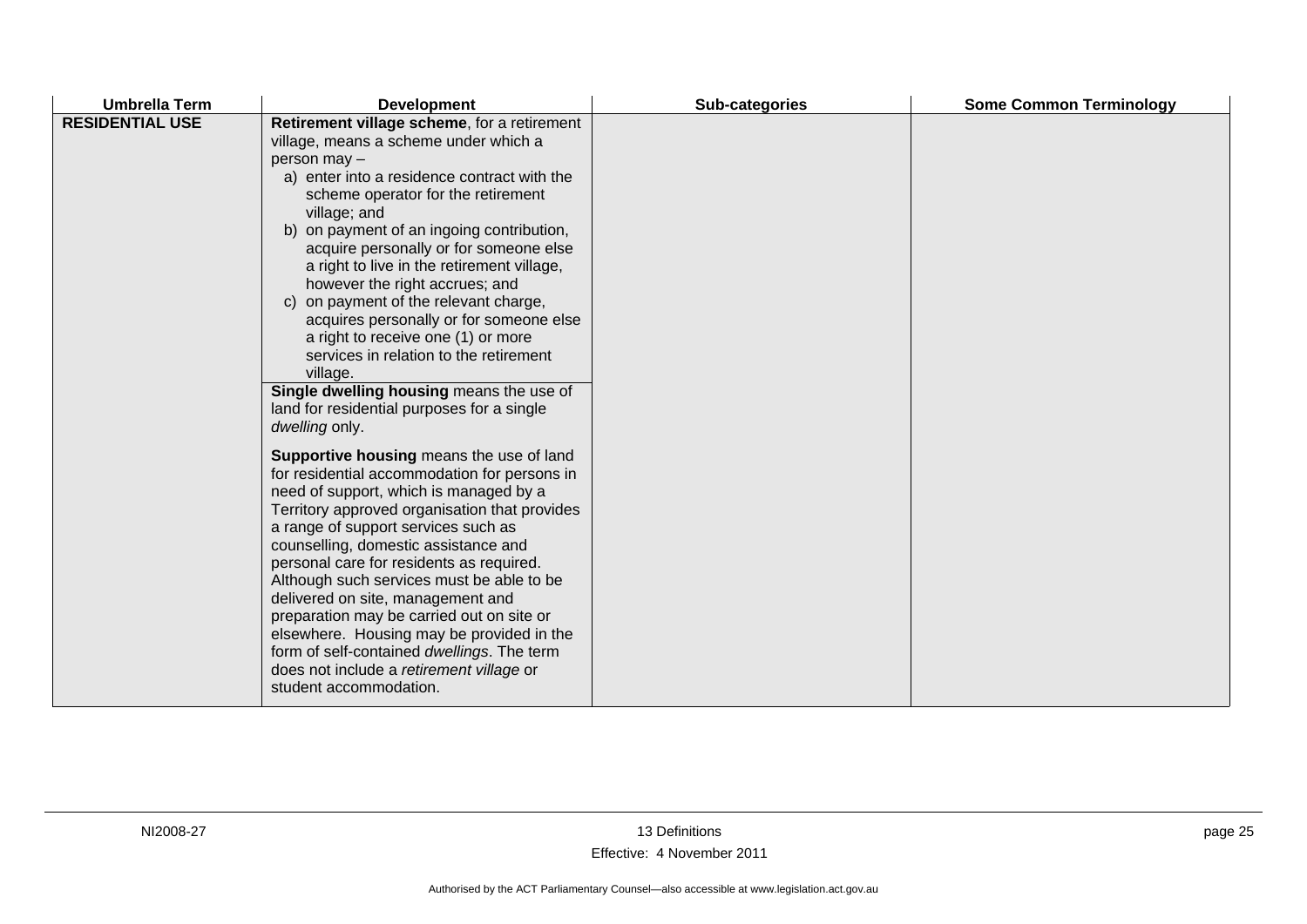| Umbrella Term | Development | Sub-categories | Some Common Terminology |
|---|---|---|---|
| **RESIDENTIAL USE** | **Retirement village scheme**, for a retirement village, means a scheme under which a person may – a) enter into a residence contract with the scheme operator for the retirement village; and b) on payment of an ingoing contribution, acquire personally or for someone else a right to live in the retirement village, however the right accrues; and c) on payment of the relevant charge, acquires personally or for someone else a right to receive one (1) or more services in relation to the retirement village. | | |
| | **Single dwelling housing** means the use of land for residential purposes for a single *dwelling* only. | | |
| | **Supportive housing** means the use of land for residential accommodation for persons in need of support, which is managed by a Territory approved organisation that provides a range of support services such as counselling, domestic assistance and personal care for residents as required. Although such services must be able to be delivered on site, management and preparation may be carried out on site or elsewhere. Housing may be provided in the form of self-contained *dwellings*. The term does not include a *retirement village* or student accommodation. | | |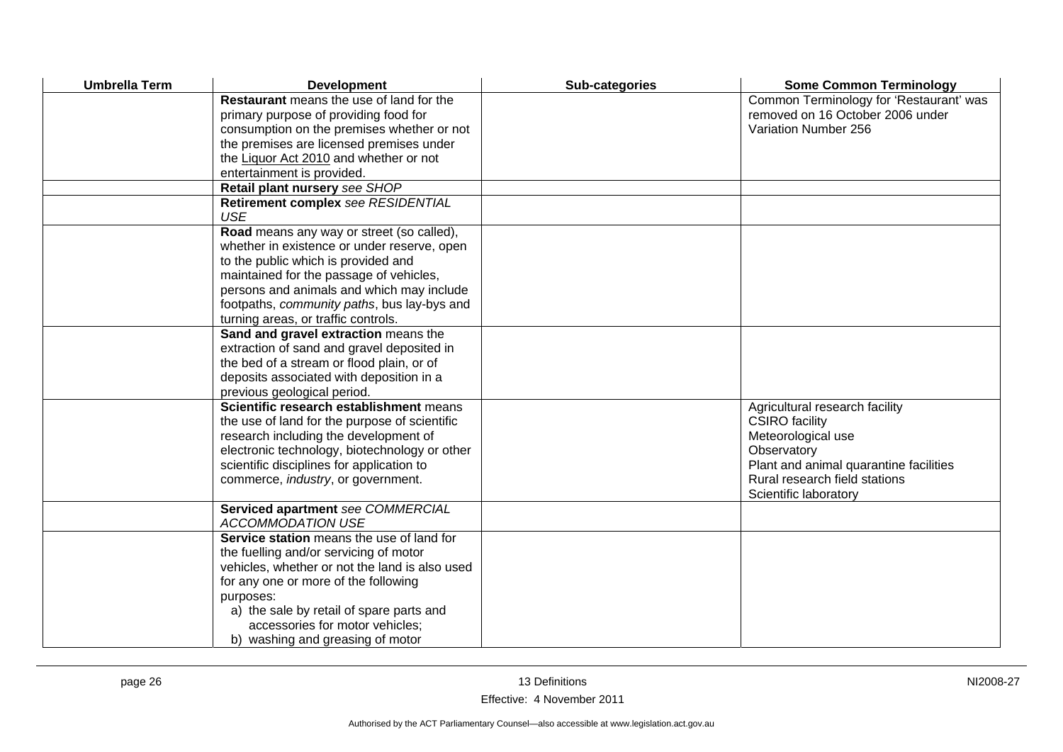| Umbrella Term | Development | Sub-categories | Some Common Terminology |
|---|---|---|---|
| | **Restaurant** means the use of land for the primary purpose of providing food for consumption on the premises whether or not the premises are licensed premises under the Liquor Act 2010 and whether or not entertainment is provided. | | Common Terminology for 'Restaurant' was removed on 16 October 2006 under Variation Number 256 |
| | **Retail plant nursery** *see SHOP* | | |
| | **Retirement complex** *see RESIDENTIAL USE* | | |
| | **Road** means any way or street (so called), whether in existence or under reserve, open to the public which is provided and maintained for the passage of vehicles, persons and animals and which may include footpaths, *community paths*, bus lay-bys and turning areas, or traffic controls. | | |
| | **Sand and gravel extraction** means the extraction of sand and gravel deposited in the bed of a stream or flood plain, or of deposits associated with deposition in a previous geological period. | | |
| | **Scientific research establishment** means the use of land for the purpose of scientific research including the development of electronic technology, biotechnology or other scientific disciplines for application to commerce, *industry*, or government. | | Agricultural research facility<br>CSIRO facility<br>Meteorological use<br>Observatory<br>Plant and animal quarantine facilities<br>Rural research field stations<br>Scientific laboratory |
| | **Serviced apartment** *see COMMERCIAL ACCOMMODATION USE* | | |
| | **Service station** means the use of land for the fuelling and/or servicing of motor vehicles, whether or not the land is also used for any one or more of the following purposes:<br>a) the sale by retail of spare parts and accessories for motor vehicles;<br>b) washing and greasing of motor | | |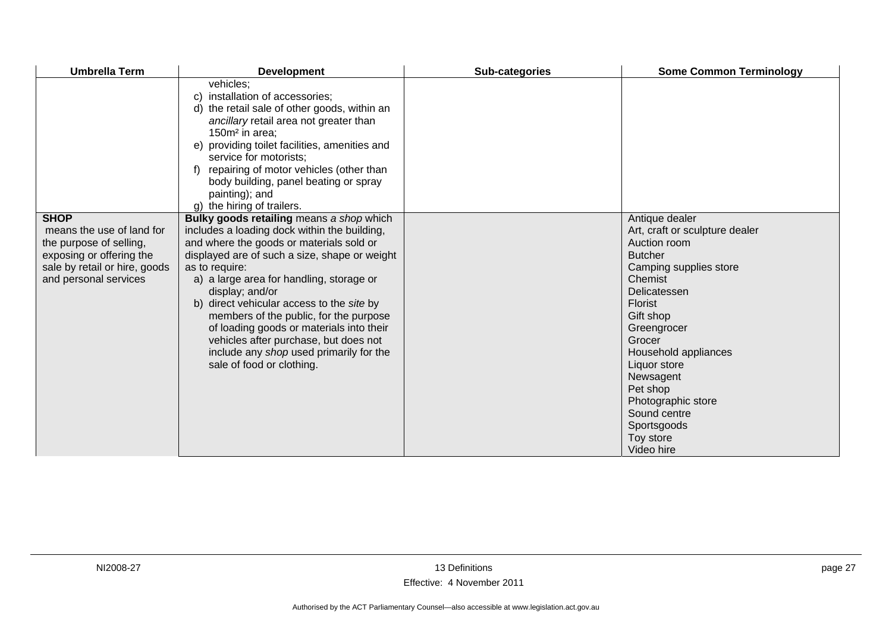| Umbrella Term | Development | Sub-categories | Some Common Terminology |
|---|---|---|---|
| | vehicles;<br>c) installation of accessories;<br>d) the retail sale of other goods, within an *ancillary* retail area not greater than 150m² in area;<br>e) providing toilet facilities, amenities and service for motorists;<br>f) repairing of motor vehicles (other than body building, panel beating or spray painting); and<br>g) the hiring of trailers. | | |
| **SHOP** means the use of land for the purpose of selling, exposing or offering the sale by retail or hire, goods and personal services | **Bulky goods retailing** means *a shop* which includes a loading dock within the building, and where the goods or materials sold or displayed are of such a size, shape or weight as to require:<br>a) a large area for handling, storage or display; and/or<br>b) direct vehicular access to the *site* by members of the public, for the purpose of loading goods or materials into their vehicles after purchase, but does not include any *shop* used primarily for the sale of food or clothing. | | Antique dealer<br>Art, craft or sculpture dealer<br>Auction room<br>Butcher<br>Camping supplies store<br>Chemist<br>Delicatessen<br>Florist<br>Gift shop<br>Greengrocer<br>Grocer<br>Household appliances<br>Liquor store<br>Newsagent<br>Pet shop<br>Photographic store<br>Sound centre<br>Sportsgoods<br>Toy store<br>Video hire |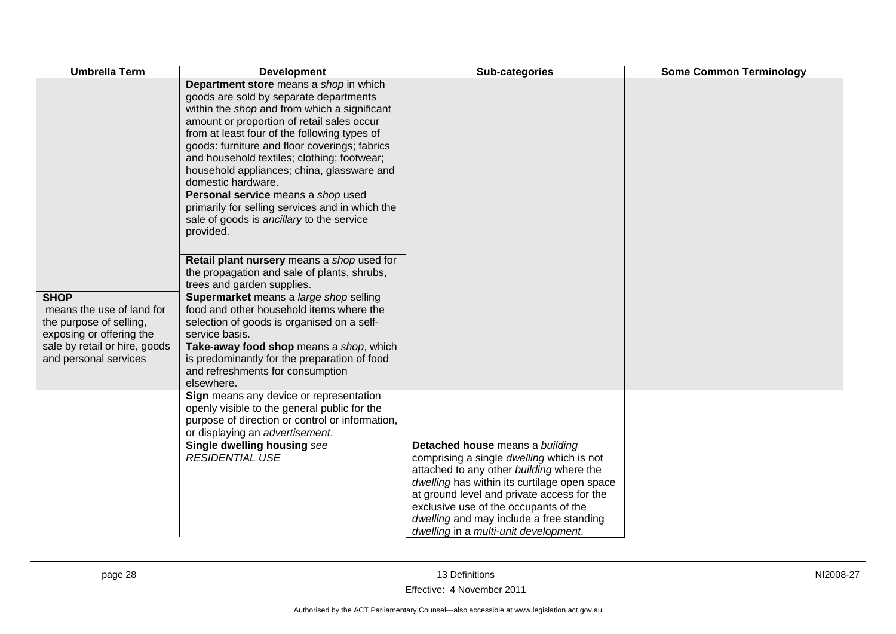| Umbrella Term | Development | Sub-categories | Some Common Terminology |
|---|---|---|---|
| | **Department store** means a *shop* in which goods are sold by separate departments within the *shop* and from which a significant amount or proportion of retail sales occur from at least four of the following types of goods: furniture and floor coverings; fabrics and household textiles; clothing; footwear; household appliances; china, glassware and domestic hardware. | | |
| | **Personal service** means a *shop* used primarily for selling services and in which the sale of goods is *ancillary* to the service provided. | | |
| | **Retail plant nursery** means a *shop* used for the propagation and sale of plants, shrubs, trees and garden supplies. | | |
| **SHOP** means the use of land for the purpose of selling, exposing or offering the sale by retail or hire, goods and personal services | **Supermarket** means a *large shop* selling food and other household items where the selection of goods is organised on a self-service basis. | | |
| | **Take-away food shop** means a *shop*, which is predominantly for the preparation of food and refreshments for consumption elsewhere. | | |
| | **Sign** means any device or representation openly visible to the general public for the purpose of direction or control or information, or displaying an *advertisement*. | | |
| | **Single dwelling housing** *see RESIDENTIAL USE* | **Detached house** means a *building* comprising a single *dwelling* which is not attached to any other *building* where the *dwelling* has within its curtilage open space at ground level and private access for the exclusive use of the occupants of the *dwelling* and may include a free standing *dwelling* in a *multi-unit development*. | |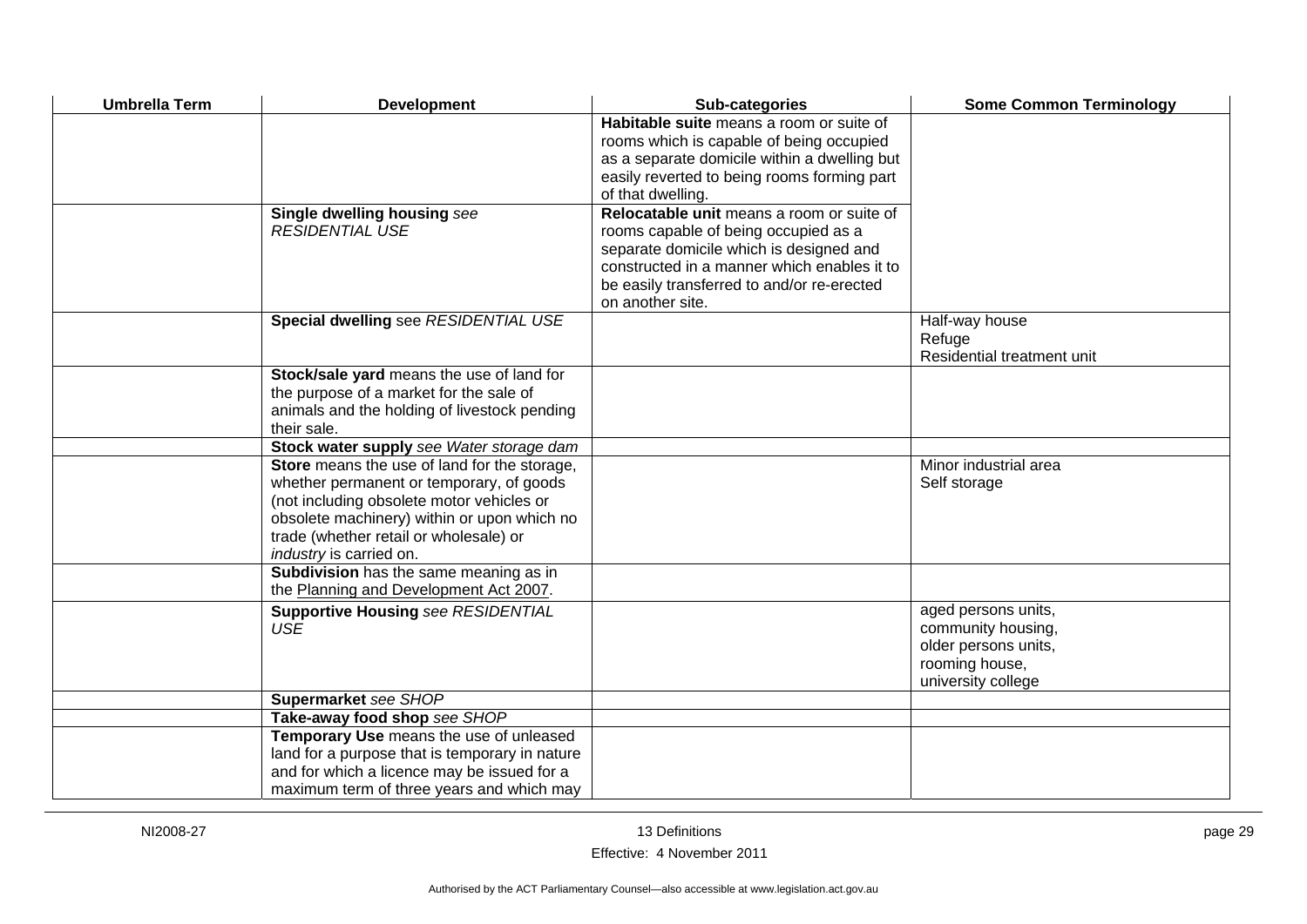| Umbrella Term | Development | Sub-categories | Some Common Terminology |
|---|---|---|---|
| | | **Habitable suite** means a room or suite of rooms which is capable of being occupied as a separate domicile within a dwelling but easily reverted to being rooms forming part of that dwelling. | |
| | **Single dwelling housing** *see RESIDENTIAL USE* | **Relocatable unit** means a room or suite of rooms capable of being occupied as a separate domicile which is designed and constructed in a manner which enables it to be easily transferred to and/or re-erected on another site. | |
| | **Special dwelling** see *RESIDENTIAL USE* | | Half-way house<br>Refuge<br>Residential treatment unit |
| | **Stock/sale yard** means the use of land for the purpose of a market for the sale of animals and the holding of livestock pending their sale. | | |
| | **Stock water supply** *see Water storage dam* | | |
| | **Store** means the use of land for the storage, whether permanent or temporary, of goods (not including obsolete motor vehicles or obsolete machinery) within or upon which no trade (whether retail or wholesale) or *industry* is carried on. | | Minor industrial area<br>Self storage |
| | **Subdivision** has the same meaning as in the Planning and Development Act 2007. | | |
| | **Supportive Housing** *see RESIDENTIAL USE* | | aged persons units,<br>community housing,<br>older persons units,<br>rooming house,<br>university college |
| | **Supermarket** *see SHOP* | | |
| | **Take-away food shop** *see SHOP* | | |
| | **Temporary Use** means the use of unleased land for a purpose that is temporary in nature and for which a licence may be issued for a maximum term of three years and which may | | |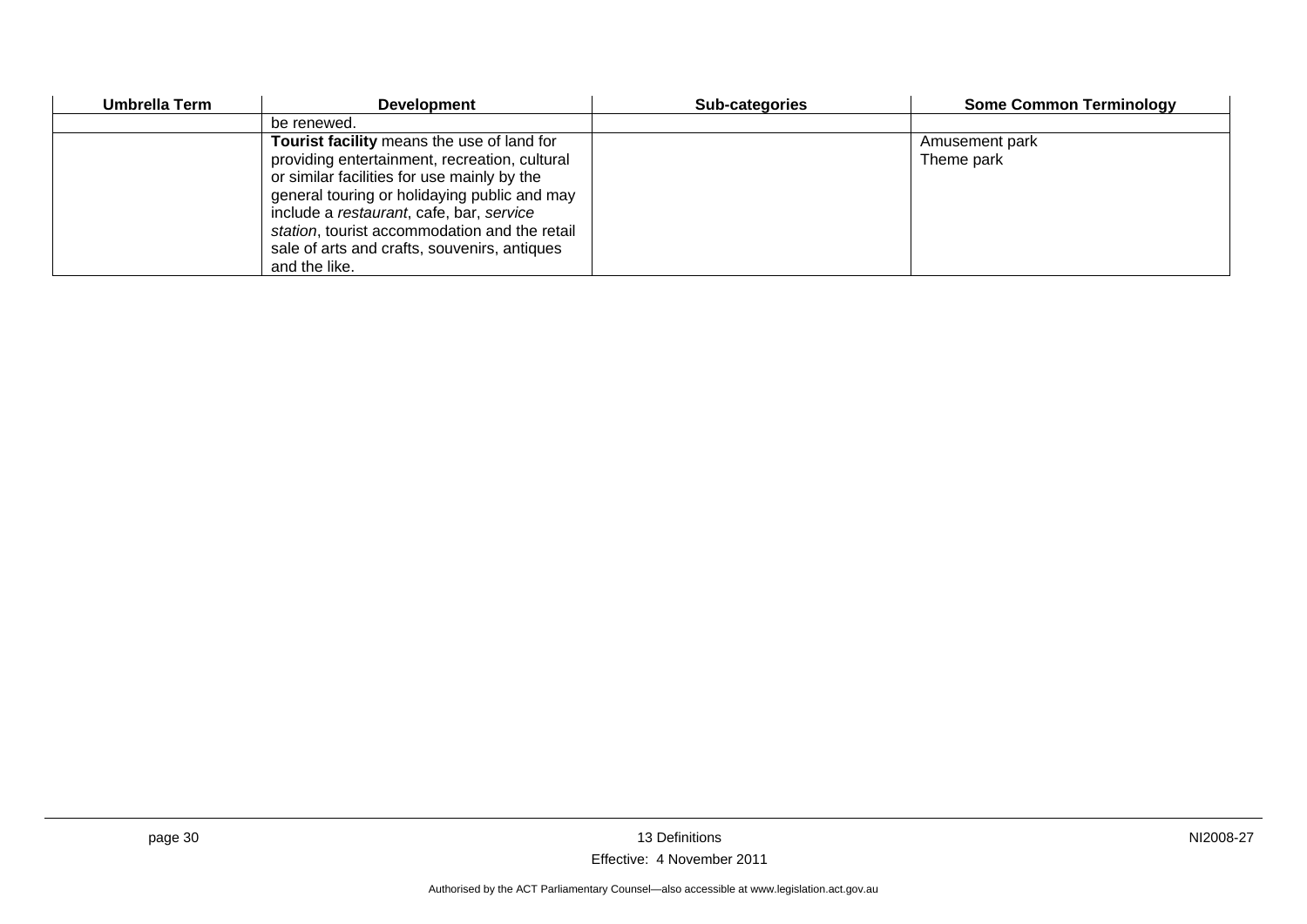| Umbrella Term | Development | Sub-categories | Some Common Terminology |
|---|---|---|---|
| | be renewed. | | |
| | **Tourist facility** means the use of land for providing entertainment, recreation, cultural or similar facilities for use mainly by the general touring or holidaying public and may include a *restaurant*, cafe, bar, *service station*, tourist accommodation and the retail sale of arts and crafts, souvenirs, antiques and the like. | | Amusement park<br>Theme park |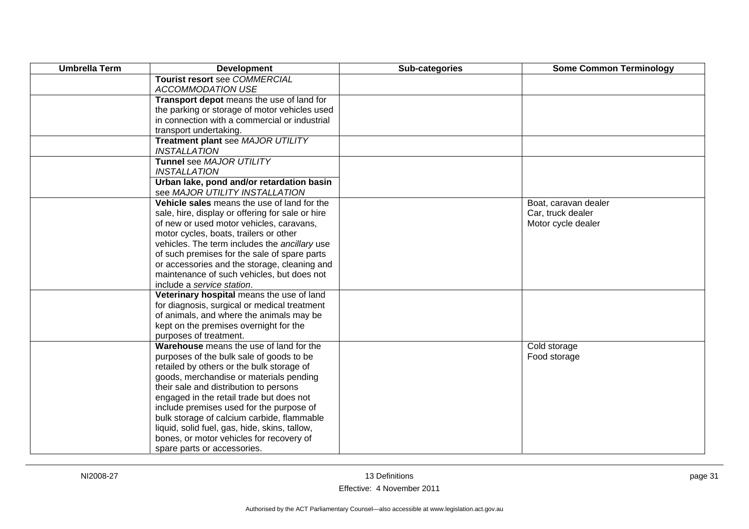| Umbrella Term | Development | Sub-categories | Some Common Terminology |
|---|---|---|---|
| | **Tourist resort** see *COMMERCIAL ACCOMMODATION USE* | | |
| | **Transport depot** means the use of land for the parking or storage of motor vehicles used in connection with a commercial or industrial transport undertaking. | | |
| | **Treatment plant** see *MAJOR UTILITY INSTALLATION* | | |
| | **Tunnel** see *MAJOR UTILITY INSTALLATION* | | |
| | **Urban lake, pond and/or retardation basin** see *MAJOR UTILITY INSTALLATION* | | |
| | **Vehicle sales** means the use of land for the sale, hire, display or offering for sale or hire of new or used motor vehicles, caravans, motor cycles, boats, trailers or other vehicles. The term includes the *ancillary* use of such premises for the sale of spare parts or accessories and the storage, cleaning and maintenance of such vehicles, but does not include a *service station*. | | Boat, caravan dealer<br>Car, truck dealer<br>Motor cycle dealer |
| | **Veterinary hospital** means the use of land for diagnosis, surgical or medical treatment of animals, and where the animals may be kept on the premises overnight for the purposes of treatment. | | |
| | **Warehouse** means the use of land for the purposes of the bulk sale of goods to be retailed by others or the bulk storage of goods, merchandise or materials pending their sale and distribution to persons engaged in the retail trade but does not include premises used for the purpose of bulk storage of calcium carbide, flammable liquid, solid fuel, gas, hide, skins, tallow, bones, or motor vehicles for recovery of spare parts or accessories. | | Cold storage<br>Food storage |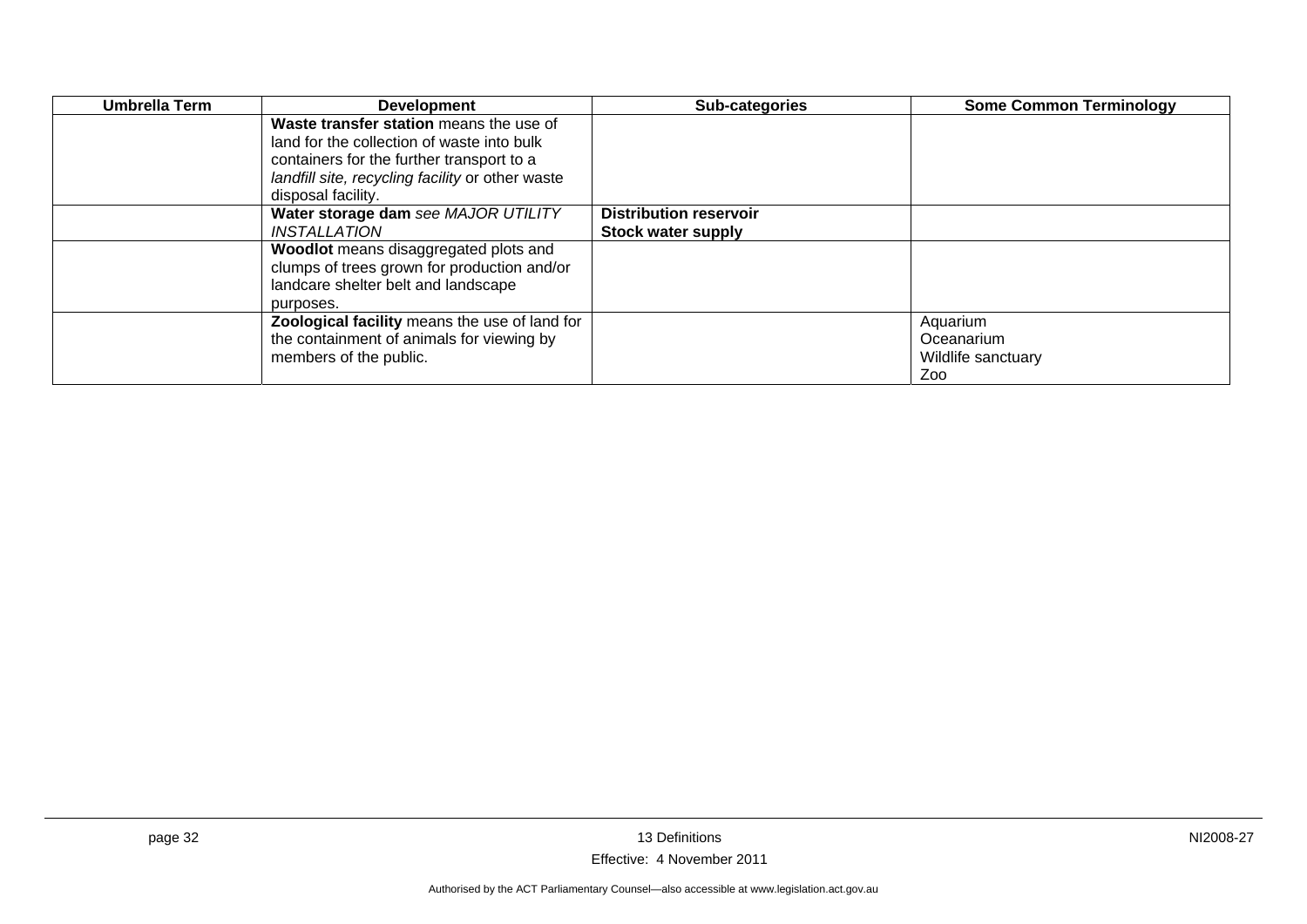| Umbrella Term | Development | Sub-categories | Some Common Terminology |
|---|---|---|---|
| | **Waste transfer station** means the use of land for the collection of waste into bulk containers for the further transport to a *landfill site, recycling facility* or other waste disposal facility. | | |
| | **Water storage dam** *see MAJOR UTILITY INSTALLATION* | **Distribution reservoir**<br>**Stock water supply** | |
| | **Woodlot** means disaggregated plots and clumps of trees grown for production and/or landcare shelter belt and landscape purposes. | | |
| | **Zoological facility** means the use of land for the containment of animals for viewing by members of the public. | | Aquarium<br>Oceanarium<br>Wildlife sanctuary<br>Zoo |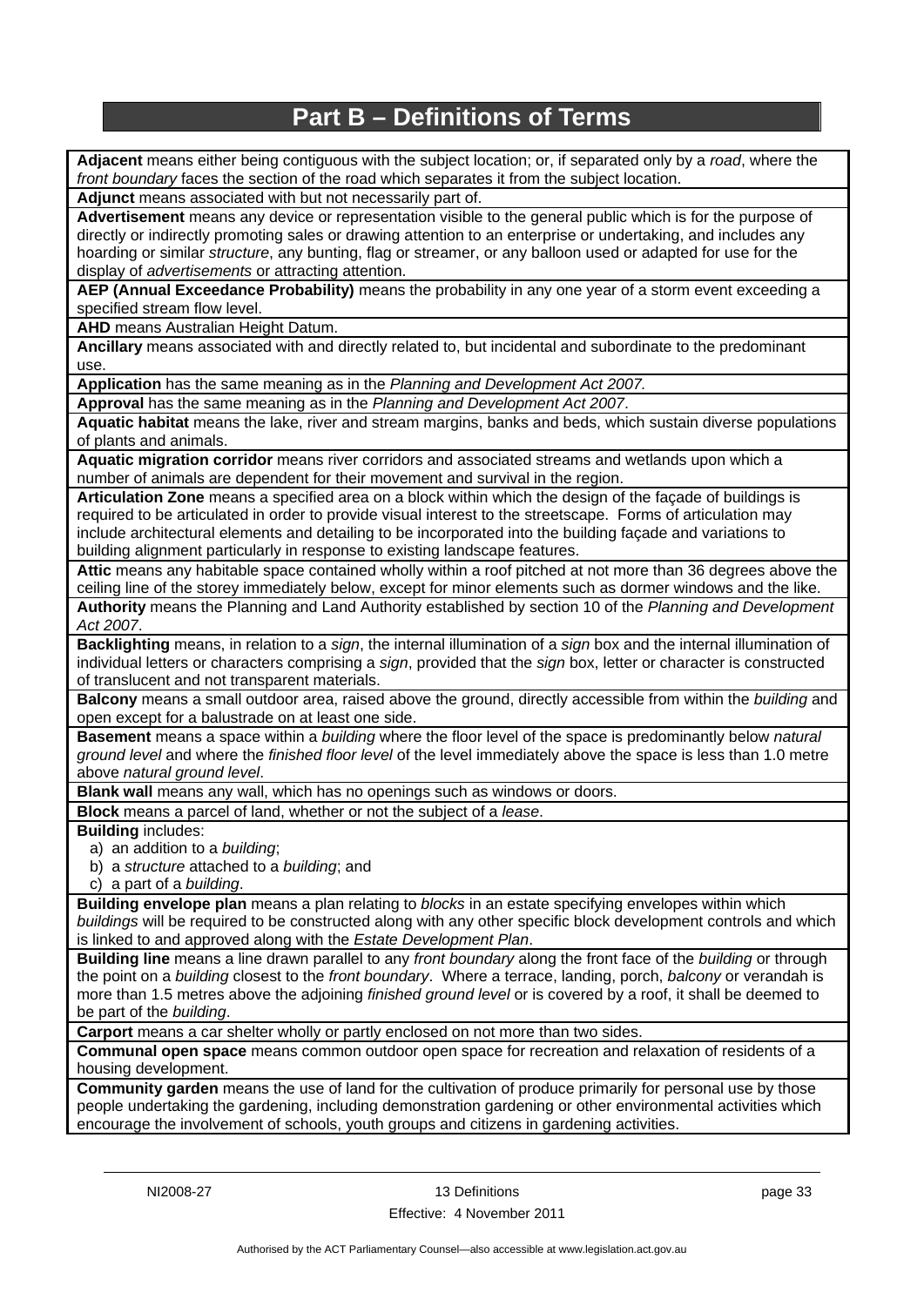# Part B – Definitions of Terms

**Adjacent** means either being contiguous with the subject location; or, if separated only by a *road*, where the *front boundary* faces the section of the road which separates it from the subject location.

**Adjunct** means associated with but not necessarily part of.

**Advertisement** means any device or representation visible to the general public which is for the purpose of directly or indirectly promoting sales or drawing attention to an enterprise or undertaking, and includes any hoarding or similar *structure*, any bunting, flag or streamer, or any balloon used or adapted for use for the display of *advertisements* or attracting attention.

**AEP (Annual Exceedance Probability)** means the probability in any one year of a storm event exceeding a specified stream flow level.

**AHD** means Australian Height Datum.

**Ancillary** means associated with and directly related to, but incidental and subordinate to the predominant use.

**Application** has the same meaning as in the *Planning and Development Act 2007.*

**Approval** has the same meaning as in the *Planning and Development Act 2007*.

**Aquatic habitat** means the lake, river and stream margins, banks and beds, which sustain diverse populations of plants and animals.

**Aquatic migration corridor** means river corridors and associated streams and wetlands upon which a number of animals are dependent for their movement and survival in the region.

**Articulation Zone** means a specified area on a block within which the design of the façade of buildings is required to be articulated in order to provide visual interest to the streetscape. Forms of articulation may include architectural elements and detailing to be incorporated into the building façade and variations to building alignment particularly in response to existing landscape features.

**Attic** means any habitable space contained wholly within a roof pitched at not more than 36 degrees above the ceiling line of the storey immediately below, except for minor elements such as dormer windows and the like.

**Authority** means the Planning and Land Authority established by section 10 of the *Planning and Development Act 2007*.

**Backlighting** means, in relation to a *sign*, the internal illumination of a *sign* box and the internal illumination of individual letters or characters comprising a *sign*, provided that the *sign* box, letter or character is constructed of translucent and not transparent materials.

**Balcony** means a small outdoor area, raised above the ground, directly accessible from within the *building* and open except for a balustrade on at least one side.

**Basement** means a space within a *building* where the floor level of the space is predominantly below *natural ground level* and where the *finished floor level* of the level immediately above the space is less than 1.0 metre above *natural ground level*.

**Blank wall** means any wall, which has no openings such as windows or doors.

**Block** means a parcel of land, whether or not the subject of a *lease*.

**Building** includes:

a) an addition to a *building*;
b) a *structure* attached to a *building*; and
c) a part of a *building*.

**Building envelope plan** means a plan relating to *blocks* in an estate specifying envelopes within which *buildings* will be required to be constructed along with any other specific block development controls and which is linked to and approved along with the *Estate Development Plan*.

**Building line** means a line drawn parallel to any *front boundary* along the front face of the *building* or through the point on a *building* closest to the *front boundary*. Where a terrace, landing, porch, *balcony* or verandah is more than 1.5 metres above the adjoining *finished ground level* or is covered by a roof, it shall be deemed to be part of the *building*.

**Carport** means a car shelter wholly or partly enclosed on not more than two sides.

**Communal open space** means common outdoor open space for recreation and relaxation of residents of a housing development.

**Community garden** means the use of land for the cultivation of produce primarily for personal use by those people undertaking the gardening, including demonstration gardening or other environmental activities which encourage the involvement of schools, youth groups and citizens in gardening activities.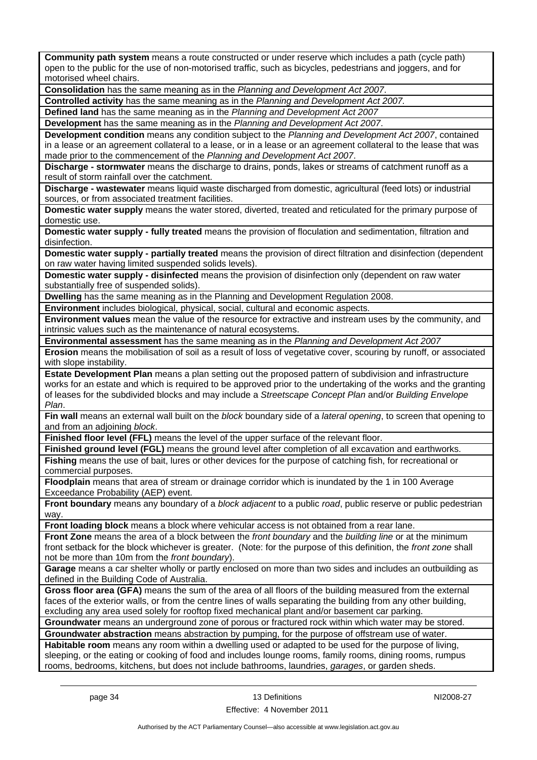**Community path system** means a route constructed or under reserve which includes a path (cycle path) open to the public for the use of non-motorised traffic, such as bicycles, pedestrians and joggers, and for motorised wheel chairs.

**Consolidation** has the same meaning as in the *Planning and Development Act 2007*.

**Controlled activity** has the same meaning as in the *Planning and Development Act 2007.*

**Defined land** has the same meaning as in the *Planning and Development Act 2007*

**Development** has the same meaning as in the *Planning and Development Act 2007*.

**Development condition** means any condition subject to the *Planning and Development Act 2007*, contained in a lease or an agreement collateral to a lease, or in a lease or an agreement collateral to the lease that was made prior to the commencement of the *Planning and Development Act 2007*.

**Discharge - stormwater** means the discharge to drains, ponds, lakes or streams of catchment runoff as a result of storm rainfall over the catchment.

**Discharge - wastewater** means liquid waste discharged from domestic, agricultural (feed lots) or industrial sources, or from associated treatment facilities.

**Domestic water supply** means the water stored, diverted, treated and reticulated for the primary purpose of domestic use.

**Domestic water supply - fully treated** means the provision of floculation and sedimentation, filtration and disinfection.

**Domestic water supply - partially treated** means the provision of direct filtration and disinfection (dependent on raw water having limited suspended solids levels).

**Domestic water supply - disinfected** means the provision of disinfection only (dependent on raw water substantially free of suspended solids).

**Dwelling** has the same meaning as in the Planning and Development Regulation 2008.

**Environment** includes biological, physical, social, cultural and economic aspects.

**Environment values** mean the value of the resource for extractive and instream uses by the community, and intrinsic values such as the maintenance of natural ecosystems.

**Environmental assessment** has the same meaning as in the *Planning and Development Act 2007*

**Erosion** means the mobilisation of soil as a result of loss of vegetative cover, scouring by runoff, or associated with slope instability.

**Estate Development Plan** means a plan setting out the proposed pattern of subdivision and infrastructure works for an estate and which is required to be approved prior to the undertaking of the works and the granting of leases for the subdivided blocks and may include a *Streetscape Concept Plan* and/or *Building Envelope Plan*.

**Fin wall** means an external wall built on the *block* boundary side of a *lateral opening*, to screen that opening to and from an adjoining *block*.

**Finished floor level (FFL)** means the level of the upper surface of the relevant floor.

**Finished ground level (FGL)** means the ground level after completion of all excavation and earthworks.

**Fishing** means the use of bait, lures or other devices for the purpose of catching fish, for recreational or commercial purposes.

**Floodplain** means that area of stream or drainage corridor which is inundated by the 1 in 100 Average Exceedance Probability (AEP) event.

**Front boundary** means any boundary of a *block adjacent* to a public *road*, public reserve or public pedestrian way.

**Front loading block** means a block where vehicular access is not obtained from a rear lane.

**Front Zone** means the area of a block between the *front boundary* and the *building line* or at the minimum front setback for the block whichever is greater. (Note: for the purpose of this definition, the *front zone* shall not be more than 10m from the *front boundary*).

**Garage** means a car shelter wholly or partly enclosed on more than two sides and includes an outbuilding as defined in the Building Code of Australia.

**Gross floor area (GFA)** means the sum of the area of all floors of the building measured from the external faces of the exterior walls, or from the centre lines of walls separating the building from any other building, excluding any area used solely for rooftop fixed mechanical plant and/or basement car parking.

**Groundwater** means an underground zone of porous or fractured rock within which water may be stored.

**Groundwater abstraction** means abstraction by pumping, for the purpose of offstream use of water.

**Habitable room** means any room within a dwelling used or adapted to be used for the purpose of living, sleeping, or the eating or cooking of food and includes lounge rooms, family rooms, dining rooms, rumpus rooms, bedrooms, kitchens, but does not include bathrooms, laundries, *garages*, or garden sheds.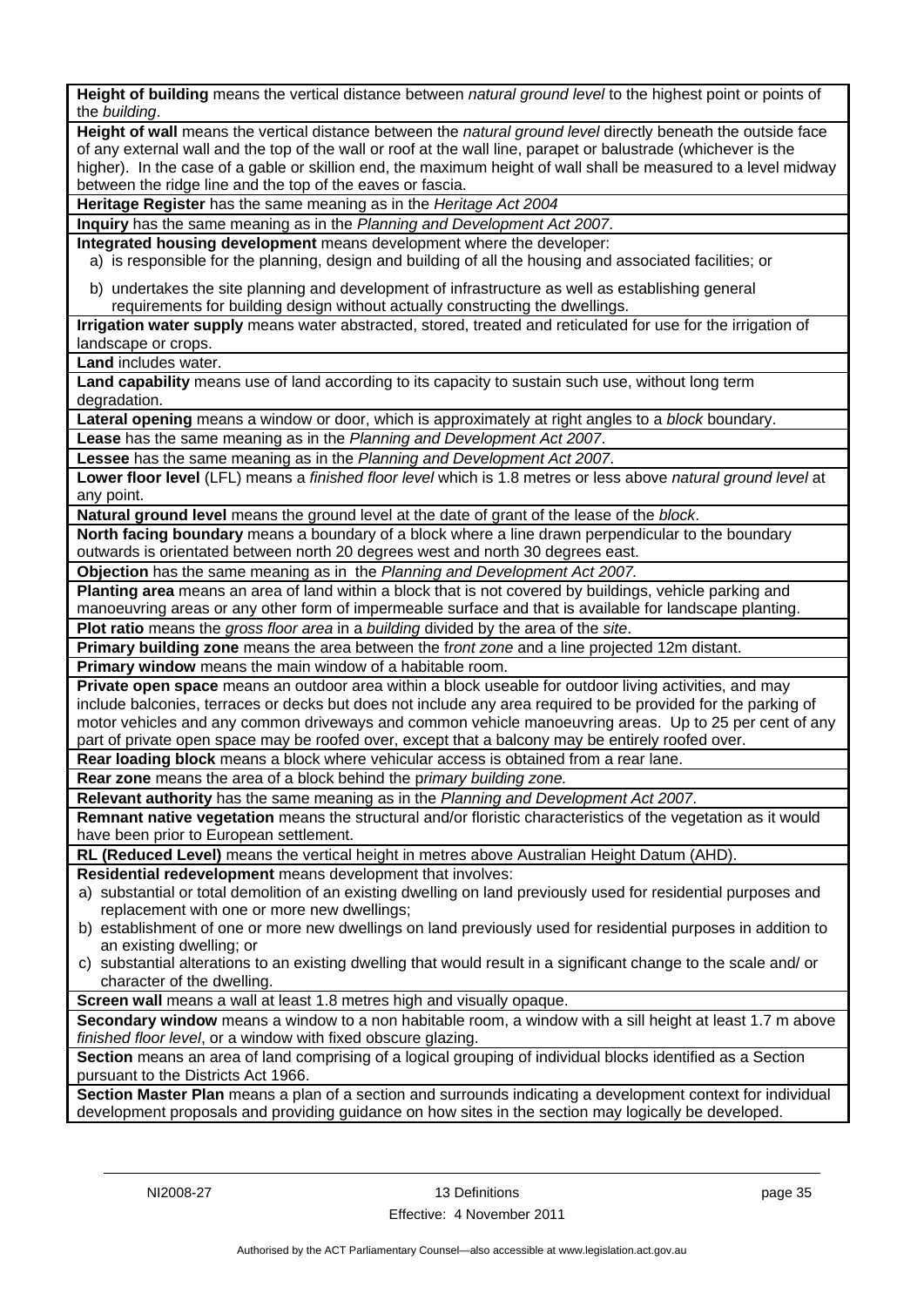**Height of building** means the vertical distance between *natural ground level* to the highest point or points of the *building*.

**Height of wall** means the vertical distance between the *natural ground level* directly beneath the outside face of any external wall and the top of the wall or roof at the wall line, parapet or balustrade (whichever is the higher). In the case of a gable or skillion end, the maximum height of wall shall be measured to a level midway between the ridge line and the top of the eaves or fascia.

**Heritage Register** has the same meaning as in the *Heritage Act 2004*

**Inquiry** has the same meaning as in the *Planning and Development Act 2007*.

**Integrated housing development** means development where the developer:

a) is responsible for the planning, design and building of all the housing and associated facilities; or

b) undertakes the site planning and development of infrastructure as well as establishing general requirements for building design without actually constructing the dwellings.

**Irrigation water supply** means water abstracted, stored, treated and reticulated for use for the irrigation of landscape or crops.

**Land** includes water.

**Land capability** means use of land according to its capacity to sustain such use, without long term degradation.

**Lateral opening** means a window or door, which is approximately at right angles to a *block* boundary.

**Lease** has the same meaning as in the *Planning and Development Act 2007*.

**Lessee** has the same meaning as in the *Planning and Development Act 2007*.

**Lower floor level** (LFL) means a *finished floor level* which is 1.8 metres or less above *natural ground level* at any point.

**Natural ground level** means the ground level at the date of grant of the lease of the *block*.

**North facing boundary** means a boundary of a block where a line drawn perpendicular to the boundary outwards is orientated between north 20 degrees west and north 30 degrees east.

**Objection** has the same meaning as in the *Planning and Development Act 2007.*

**Planting area** means an area of land within a block that is not covered by buildings, vehicle parking and manoeuvring areas or any other form of impermeable surface and that is available for landscape planting.

**Plot ratio** means the *gross floor area* in a *building* divided by the area of the *site*.

**Primary building zone** means the area between the f*ront zone* and a line projected 12m distant.

**Primary window** means the main window of a habitable room.

**Private open space** means an outdoor area within a block useable for outdoor living activities, and may include balconies, terraces or decks but does not include any area required to be provided for the parking of motor vehicles and any common driveways and common vehicle manoeuvring areas. Up to 25 per cent of any part of private open space may be roofed over, except that a balcony may be entirely roofed over.

**Rear loading block** means a block where vehicular access is obtained from a rear lane.

**Rear zone** means the area of a block behind the p*rimary building zone.*

**Relevant authority** has the same meaning as in the *Planning and Development Act 2007*.

**Remnant native vegetation** means the structural and/or floristic characteristics of the vegetation as it would have been prior to European settlement.

**RL (Reduced Level)** means the vertical height in metres above Australian Height Datum (AHD).

**Residential redevelopment** means development that involves:

a) substantial or total demolition of an existing dwelling on land previously used for residential purposes and replacement with one or more new dwellings;

b) establishment of one or more new dwellings on land previously used for residential purposes in addition to an existing dwelling; or

c) substantial alterations to an existing dwelling that would result in a significant change to the scale and/ or character of the dwelling.

**Screen wall** means a wall at least 1.8 metres high and visually opaque.

**Secondary window** means a window to a non habitable room, a window with a sill height at least 1.7 m above *finished floor level*, or a window with fixed obscure glazing.

**Section** means an area of land comprising of a logical grouping of individual blocks identified as a Section pursuant to the Districts Act 1966.

**Section Master Plan** means a plan of a section and surrounds indicating a development context for individual development proposals and providing guidance on how sites in the section may logically be developed.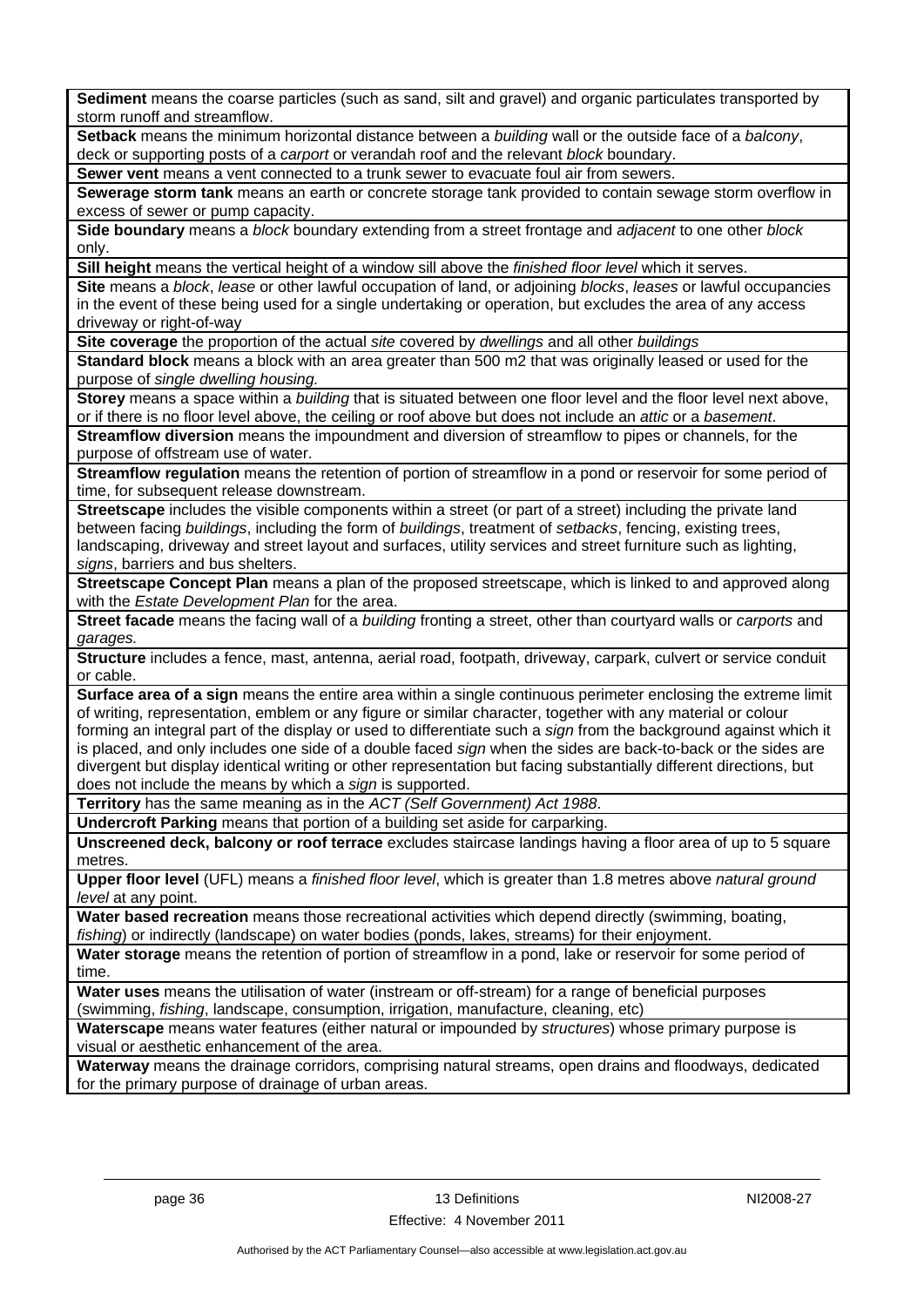**Sediment** means the coarse particles (such as sand, silt and gravel) and organic particulates transported by storm runoff and streamflow.

**Setback** means the minimum horizontal distance between a *building* wall or the outside face of a *balcony*, deck or supporting posts of a *carport* or verandah roof and the relevant *block* boundary.

**Sewer vent** means a vent connected to a trunk sewer to evacuate foul air from sewers.

**Sewerage storm tank** means an earth or concrete storage tank provided to contain sewage storm overflow in excess of sewer or pump capacity.

**Side boundary** means a *block* boundary extending from a street frontage and *adjacent* to one other *block* only.

**Sill height** means the vertical height of a window sill above the *finished floor level* which it serves.

**Site** means a *block*, *lease* or other lawful occupation of land, or adjoining *blocks*, *leases* or lawful occupancies in the event of these being used for a single undertaking or operation, but excludes the area of any access driveway or right-of-way

**Site coverage** the proportion of the actual *site* covered by *dwellings* and all other *buildings*

**Standard block** means a block with an area greater than 500 m2 that was originally leased or used for the purpose of *single dwelling housing.*

**Storey** means a space within a *building* that is situated between one floor level and the floor level next above, or if there is no floor level above, the ceiling or roof above but does not include an *attic* or a *basement*.

**Streamflow diversion** means the impoundment and diversion of streamflow to pipes or channels, for the purpose of offstream use of water.

**Streamflow regulation** means the retention of portion of streamflow in a pond or reservoir for some period of time, for subsequent release downstream.

**Streetscape** includes the visible components within a street (or part of a street) including the private land between facing *buildings*, including the form of *buildings*, treatment of *setbacks*, fencing, existing trees, landscaping, driveway and street layout and surfaces, utility services and street furniture such as lighting, *signs*, barriers and bus shelters.

**Streetscape Concept Plan** means a plan of the proposed streetscape, which is linked to and approved along with the *Estate Development Plan* for the area.

**Street facade** means the facing wall of a *building* fronting a street, other than courtyard walls or *carports* and *garages.*

**Structure** includes a fence, mast, antenna, aerial road, footpath, driveway, carpark, culvert or service conduit or cable.

**Surface area of a sign** means the entire area within a single continuous perimeter enclosing the extreme limit of writing, representation, emblem or any figure or similar character, together with any material or colour forming an integral part of the display or used to differentiate such a *sign* from the background against which it is placed, and only includes one side of a double faced *sign* when the sides are back-to-back or the sides are divergent but display identical writing or other representation but facing substantially different directions, but does not include the means by which a *sign* is supported.

**Territory** has the same meaning as in the *ACT (Self Government) Act 1988*.

**Undercroft Parking** means that portion of a building set aside for carparking.

**Unscreened deck, balcony or roof terrace** excludes staircase landings having a floor area of up to 5 square metres.

**Upper floor level** (UFL) means a *finished floor level*, which is greater than 1.8 metres above *natural ground level* at any point.

**Water based recreation** means those recreational activities which depend directly (swimming, boating, *fishing*) or indirectly (landscape) on water bodies (ponds, lakes, streams) for their enjoyment.

**Water storage** means the retention of portion of streamflow in a pond, lake or reservoir for some period of time.

**Water uses** means the utilisation of water (instream or off-stream) for a range of beneficial purposes (swimming, *fishing*, landscape, consumption, irrigation, manufacture, cleaning, etc)

**Waterscape** means water features (either natural or impounded by *structures*) whose primary purpose is visual or aesthetic enhancement of the area.

**Waterway** means the drainage corridors, comprising natural streams, open drains and floodways, dedicated for the primary purpose of drainage of urban areas.